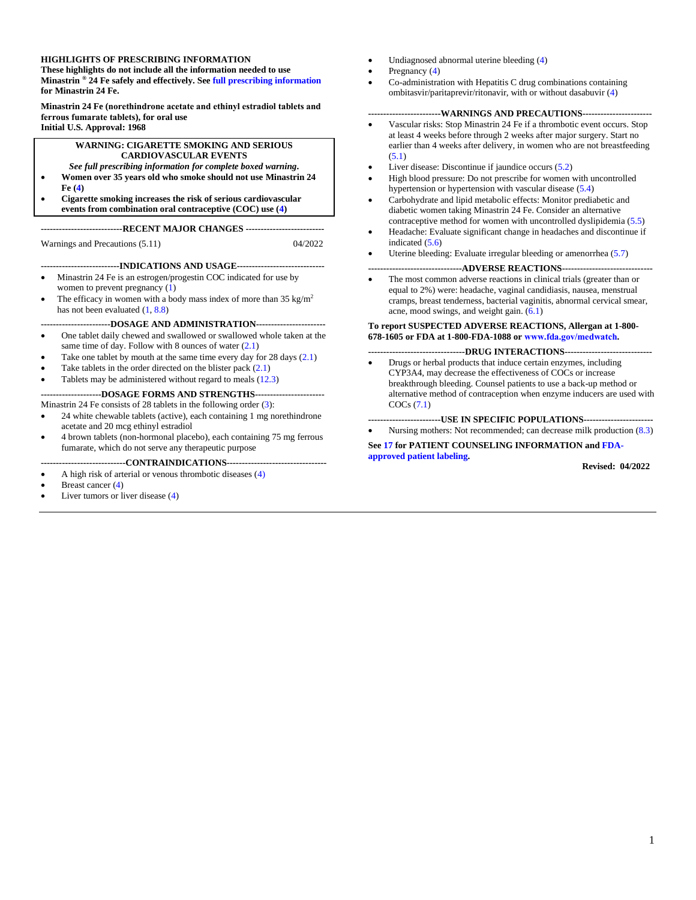**HIGHLIGHTS OF PRESCRIBING INFORMATION**
**These highlights do not include all the information needed to use Minastrin ® 24 Fe safely and effectively. See full prescribing information for Minastrin 24 Fe.**

**Minastrin 24 Fe (norethindrone acetate and ethinyl estradiol tablets and ferrous fumarate tablets), for oral use**
**Initial U.S. Approval: 1968**

**WARNING: CIGARETTE SMOKING AND SERIOUS CARDIOVASCULAR EVENTS**

***See full prescribing information for complete boxed warning.***

- **Women over 35 years old who smoke should not use Minastrin 24 Fe (4)**
- **Cigarette smoking increases the risk of serious cardiovascular events from combination oral contraceptive (COC) use (4)**

**---RECENT MAJOR CHANGES---**

Warnings and Precautions (5.11) 04/2022

**---INDICATIONS AND USAGE---**

- Minastrin 24 Fe is an estrogen/progestin COC indicated for use by women to prevent pregnancy (1)
- The efficacy in women with a body mass index of more than 35 kg/m[2] has not been evaluated (1, 8.8)

**---DOSAGE AND ADMINISTRATION---**

- One tablet daily chewed and swallowed or swallowed whole taken at the same time of day. Follow with 8 ounces of water (2.1)
- Take one tablet by mouth at the same time every day for 28 days (2.1)
- Take tablets in the order directed on the blister pack (2.1)
- Tablets may be administered without regard to meals (12.3)

**---DOSAGE FORMS AND STRENGTHS---**

Minastrin 24 Fe consists of 28 tablets in the following order (3):

- 24 white chewable tablets (active), each containing 1 mg norethindrone acetate and 20 mcg ethinyl estradiol
- 4 brown tablets (non-hormonal placebo), each containing 75 mg ferrous fumarate, which do not serve any therapeutic purpose

**---CONTRAINDICATIONS---**

- A high risk of arterial or venous thrombotic diseases (4)
- Breast cancer (4)
- Liver tumors or liver disease (4)
- Undiagnosed abnormal uterine bleeding (4)
- Pregnancy (4)
- Co-administration with Hepatitis C drug combinations containing ombitasvir/paritaprevir/ritonavir, with or without dasabuvir (4)

**---WARNINGS AND PRECAUTIONS---**

- Vascular risks: Stop Minastrin 24 Fe if a thrombotic event occurs. Stop at least 4 weeks before through 2 weeks after major surgery. Start no earlier than 4 weeks after delivery, in women who are not breastfeeding (5.1)
- Liver disease: Discontinue if jaundice occurs (5.2)
- High blood pressure: Do not prescribe for women with uncontrolled hypertension or hypertension with vascular disease (5.4)
- Carbohydrate and lipid metabolic effects: Monitor prediabetic and diabetic women taking Minastrin 24 Fe. Consider an alternative contraceptive method for women with uncontrolled dyslipidemia (5.5)
- Headache: Evaluate significant change in headaches and discontinue if indicated (5.6)
- Uterine bleeding: Evaluate irregular bleeding or amenorrhea (5.7)

**---ADVERSE REACTIONS---**

- The most common adverse reactions in clinical trials (greater than or equal to 2%) were: headache, vaginal candidiasis, nausea, menstrual cramps, breast tenderness, bacterial vaginitis, abnormal cervical smear, acne, mood swings, and weight gain. (6.1)

**To report SUSPECTED ADVERSE REACTIONS, Allergan at 1-800-678-1605 or FDA at 1-800-FDA-1088 or www.fda.gov/medwatch.**

**---DRUG INTERACTIONS---**

- Drugs or herbal products that induce certain enzymes, including CYP3A4, may decrease the effectiveness of COCs or increase breakthrough bleeding. Counsel patients to use a back-up method or alternative method of contraception when enzyme inducers are used with COCs (7.1)

**---USE IN SPECIFIC POPULATIONS---**

- Nursing mothers: Not recommended; can decrease milk production (8.3)

**See 17 for PATIENT COUNSELING INFORMATION and FDA-approved patient labeling.**

**Revised: 04/2022**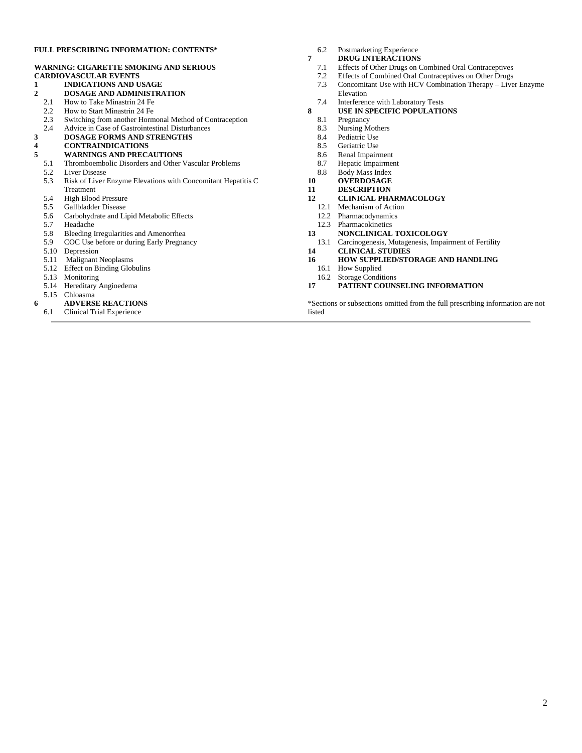**FULL PRESCRIBING INFORMATION: CONTENTS***

**WARNING: CIGARETTE SMOKING AND SERIOUS CARDIOVASCULAR EVENTS**

**1 INDICATIONS AND USAGE**

**2 DOSAGE AND ADMINISTRATION**

- 2.1 How to Take Minastrin 24 Fe
- 2.2 How to Start Minastrin 24 Fe
- 2.3 Switching from another Hormonal Method of Contraception
- 2.4 Advice in Case of Gastrointestinal Disturbances

**3 DOSAGE FORMS AND STRENGTHS**

**4 CONTRAINDICATIONS**

**5 WARNINGS AND PRECAUTIONS**

- 5.1 Thromboembolic Disorders and Other Vascular Problems
- 5.2 Liver Disease
- 5.3 Risk of Liver Enzyme Elevations with Concomitant Hepatitis C Treatment
- 5.4 High Blood Pressure
- 5.5 Gallbladder Disease
- 5.6 Carbohydrate and Lipid Metabolic Effects
- 5.7 Headache
- 5.8 Bleeding Irregularities and Amenorrhea
- 5.9 COC Use before or during Early Pregnancy
- 5.10 Depression
- 5.11 Malignant Neoplasms
- 5.12 Effect on Binding Globulins
- 5.13 Monitoring
- 5.14 Hereditary Angioedema
- 5.15 Chloasma

**6 ADVERSE REACTIONS**

- 6.1 Clinical Trial Experience
- 6.2 Postmarketing Experience

**7 DRUG INTERACTIONS**

- 7.1 Effects of Other Drugs on Combined Oral Contraceptives
- 7.2 Effects of Combined Oral Contraceptives on Other Drugs
- 7.3 Concomitant Use with HCV Combination Therapy – Liver Enzyme Elevation
- 7.4 Interference with Laboratory Tests

**8 USE IN SPECIFIC POPULATIONS**

- 8.1 Pregnancy
- 8.3 Nursing Mothers
- 8.4 Pediatric Use
- 8.5 Geriatric Use
- 8.6 Renal Impairment
- 8.7 Hepatic Impairment
- 8.8 Body Mass Index

**10 OVERDOSAGE**

**11 DESCRIPTION**

**12 CLINICAL PHARMACOLOGY**

- 12.1 Mechanism of Action
- 12.2 Pharmacodynamics
- 12.3 Pharmacokinetics

**13 NONCLINICAL TOXICOLOGY**

- 13.1 Carcinogenesis, Mutagenesis, Impairment of Fertility

**14 CLINICAL STUDIES**

**16 HOW SUPPLIED/STORAGE AND HANDLING**

- 16.1 How Supplied
- 16.2 Storage Conditions

**17 PATIENT COUNSELING INFORMATION**

*Sections or subsections omitted from the full prescribing information are not listed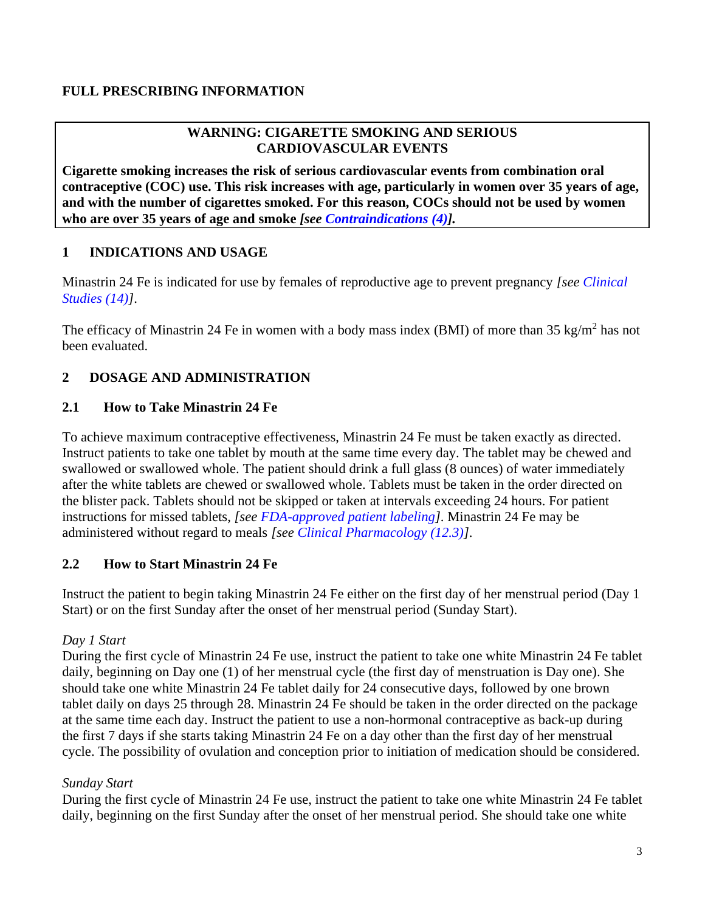# FULL PRESCRIBING INFORMATION

**WARNING: CIGARETTE SMOKING AND SERIOUS CARDIOVASCULAR EVENTS**

**Cigarette smoking increases the risk of serious cardiovascular events from combination oral contraceptive (COC) use. This risk increases with age, particularly in women over 35 years of age, and with the number of cigarettes smoked. For this reason, COCs should not be used by women who are over 35 years of age and smoke *[see Contraindications (4)]*.**

## 1 INDICATIONS AND USAGE

Minastrin 24 Fe is indicated for use by females of reproductive age to prevent pregnancy *[see Clinical Studies (14)]*.

The efficacy of Minastrin 24 Fe in women with a body mass index (BMI) of more than 35 $kg/m^2$ has not been evaluated.

## 2 DOSAGE AND ADMINISTRATION

### 2.1 How to Take Minastrin 24 Fe

To achieve maximum contraceptive effectiveness, Minastrin 24 Fe must be taken exactly as directed. Instruct patients to take one tablet by mouth at the same time every day. The tablet may be chewed and swallowed or swallowed whole. The patient should drink a full glass (8 ounces) of water immediately after the white tablets are chewed or swallowed whole. Tablets must be taken in the order directed on the blister pack. Tablets should not be skipped or taken at intervals exceeding 24 hours. For patient instructions for missed tablets, *[see FDA-approved patient labeling]*. Minastrin 24 Fe may be administered without regard to meals *[see Clinical Pharmacology (12.3)]*.

### 2.2 How to Start Minastrin 24 Fe

Instruct the patient to begin taking Minastrin 24 Fe either on the first day of her menstrual period (Day 1 Start) or on the first Sunday after the onset of her menstrual period (Sunday Start).

*Day 1 Start*

During the first cycle of Minastrin 24 Fe use, instruct the patient to take one white Minastrin 24 Fe tablet daily, beginning on Day one (1) of her menstrual cycle (the first day of menstruation is Day one). She should take one white Minastrin 24 Fe tablet daily for 24 consecutive days, followed by one brown tablet daily on days 25 through 28. Minastrin 24 Fe should be taken in the order directed on the package at the same time each day. Instruct the patient to use a non-hormonal contraceptive as back-up during the first 7 days if she starts taking Minastrin 24 Fe on a day other than the first day of her menstrual cycle. The possibility of ovulation and conception prior to initiation of medication should be considered.

*Sunday Start*

During the first cycle of Minastrin 24 Fe use, instruct the patient to take one white Minastrin 24 Fe tablet daily, beginning on the first Sunday after the onset of her menstrual period. She should take one white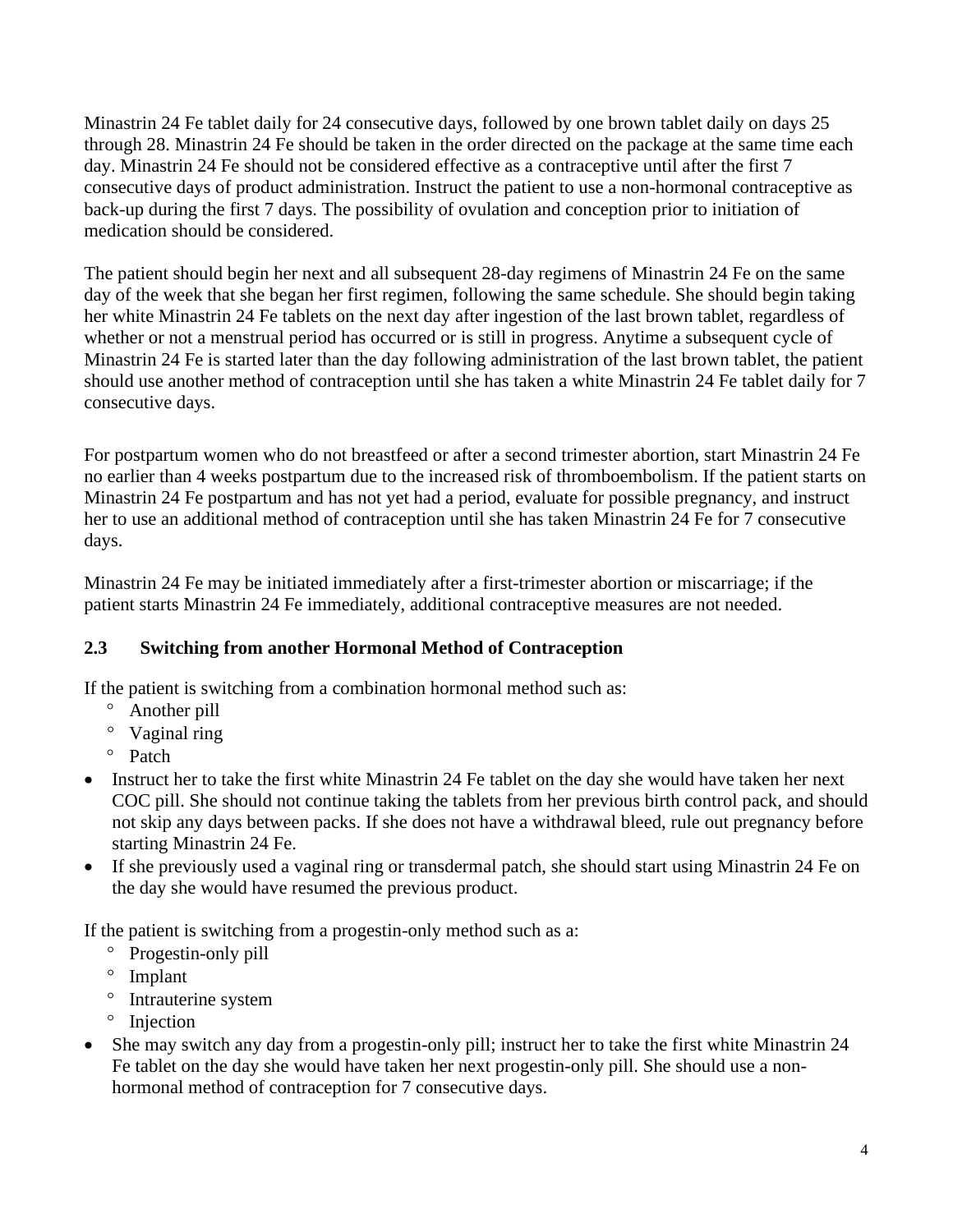Minastrin 24 Fe tablet daily for 24 consecutive days, followed by one brown tablet daily on days 25 through 28. Minastrin 24 Fe should be taken in the order directed on the package at the same time each day. Minastrin 24 Fe should not be considered effective as a contraceptive until after the first 7 consecutive days of product administration. Instruct the patient to use a non-hormonal contraceptive as back-up during the first 7 days. The possibility of ovulation and conception prior to initiation of medication should be considered.

The patient should begin her next and all subsequent 28-day regimens of Minastrin 24 Fe on the same day of the week that she began her first regimen, following the same schedule. She should begin taking her white Minastrin 24 Fe tablets on the next day after ingestion of the last brown tablet, regardless of whether or not a menstrual period has occurred or is still in progress. Anytime a subsequent cycle of Minastrin 24 Fe is started later than the day following administration of the last brown tablet, the patient should use another method of contraception until she has taken a white Minastrin 24 Fe tablet daily for 7 consecutive days.

For postpartum women who do not breastfeed or after a second trimester abortion, start Minastrin 24 Fe no earlier than 4 weeks postpartum due to the increased risk of thromboembolism. If the patient starts on Minastrin 24 Fe postpartum and has not yet had a period, evaluate for possible pregnancy, and instruct her to use an additional method of contraception until she has taken Minastrin 24 Fe for 7 consecutive days.

Minastrin 24 Fe may be initiated immediately after a first-trimester abortion or miscarriage; if the patient starts Minastrin 24 Fe immediately, additional contraceptive measures are not needed.

### 2.3 Switching from another Hormonal Method of Contraception

If the patient is switching from a combination hormonal method such as:

- Another pill
- Vaginal ring
- Patch

- Instruct her to take the first white Minastrin 24 Fe tablet on the day she would have taken her next COC pill. She should not continue taking the tablets from her previous birth control pack, and should not skip any days between packs. If she does not have a withdrawal bleed, rule out pregnancy before starting Minastrin 24 Fe.
- If she previously used a vaginal ring or transdermal patch, she should start using Minastrin 24 Fe on the day she would have resumed the previous product.

If the patient is switching from a progestin-only method such as a:

- Progestin-only pill
- Implant
- Intrauterine system
- Injection

- She may switch any day from a progestin-only pill; instruct her to take the first white Minastrin 24 Fe tablet on the day she would have taken her next progestin-only pill. She should use a non-hormonal method of contraception for 7 consecutive days.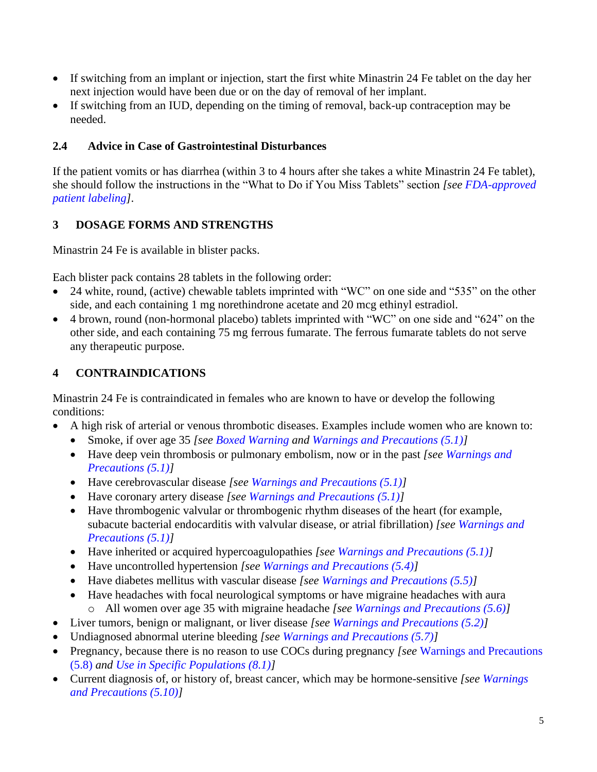- If switching from an implant or injection, start the first white Minastrin 24 Fe tablet on the day her next injection would have been due or on the day of removal of her implant.
- If switching from an IUD, depending on the timing of removal, back-up contraception may be needed.

### 2.4 Advice in Case of Gastrointestinal Disturbances

If the patient vomits or has diarrhea (within 3 to 4 hours after she takes a white Minastrin 24 Fe tablet), she should follow the instructions in the "What to Do if You Miss Tablets" section *[see FDA-approved patient labeling]*.

## 3 DOSAGE FORMS AND STRENGTHS

Minastrin 24 Fe is available in blister packs.

Each blister pack contains 28 tablets in the following order:

- 24 white, round, (active) chewable tablets imprinted with "WC" on one side and "535" on the other side, and each containing 1 mg norethindrone acetate and 20 mcg ethinyl estradiol.
- 4 brown, round (non-hormonal placebo) tablets imprinted with "WC" on one side and "624" on the other side, and each containing 75 mg ferrous fumarate. The ferrous fumarate tablets do not serve any therapeutic purpose.

## 4 CONTRAINDICATIONS

Minastrin 24 Fe is contraindicated in females who are known to have or develop the following conditions:

- A high risk of arterial or venous thrombotic diseases. Examples include women who are known to:
  - Smoke, if over age 35 *[see Boxed Warning and Warnings and Precautions (5.1)]*
  - Have deep vein thrombosis or pulmonary embolism, now or in the past *[see Warnings and Precautions (5.1)]*
  - Have cerebrovascular disease *[see Warnings and Precautions (5.1)]*
  - Have coronary artery disease *[see Warnings and Precautions (5.1)]*
  - Have thrombogenic valvular or thrombogenic rhythm diseases of the heart (for example, subacute bacterial endocarditis with valvular disease, or atrial fibrillation) *[see Warnings and Precautions (5.1)]*
  - Have inherited or acquired hypercoagulopathies *[see Warnings and Precautions (5.1)]*
  - Have uncontrolled hypertension *[see Warnings and Precautions (5.4)]*
  - Have diabetes mellitus with vascular disease *[see Warnings and Precautions (5.5)]*
  - Have headaches with focal neurological symptoms or have migraine headaches with aura
    - All women over age 35 with migraine headache *[see Warnings and Precautions (5.6)]*
- Liver tumors, benign or malignant, or liver disease *[see Warnings and Precautions (5.2)]*
- Undiagnosed abnormal uterine bleeding *[see Warnings and Precautions (5.7)]*
- Pregnancy, because there is no reason to use COCs during pregnancy *[see Warnings and Precautions (5.8) and Use in Specific Populations (8.1)]*
- Current diagnosis of, or history of, breast cancer, which may be hormone-sensitive *[see Warnings and Precautions (5.10)]*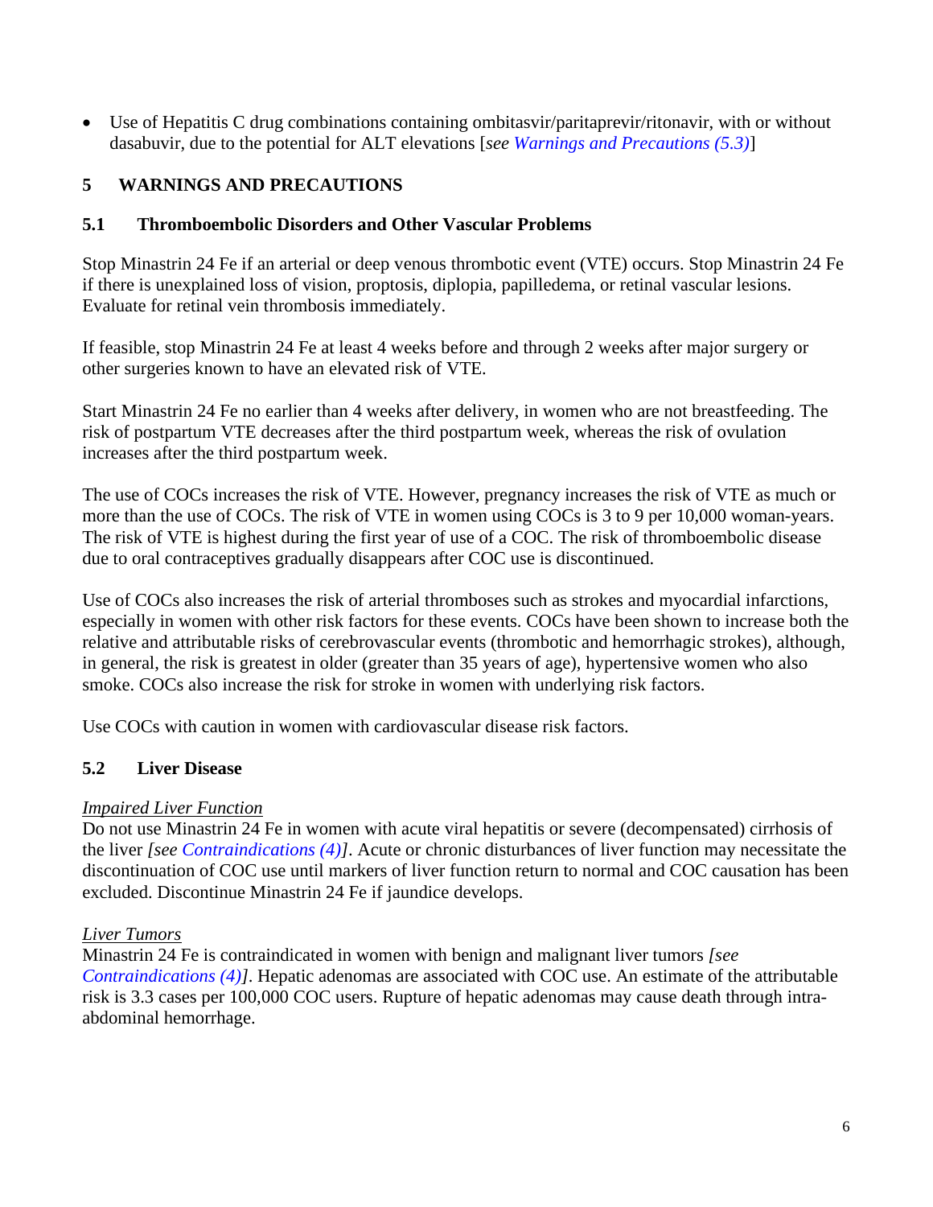- Use of Hepatitis C drug combinations containing ombitasvir/paritaprevir/ritonavir, with or without dasabuvir, due to the potential for ALT elevations [*see Warnings and Precautions (5.3)*]

## 5 WARNINGS AND PRECAUTIONS

### 5.1 Thromboembolic Disorders and Other Vascular Problems

Stop Minastrin 24 Fe if an arterial or deep venous thrombotic event (VTE) occurs. Stop Minastrin 24 Fe if there is unexplained loss of vision, proptosis, diplopia, papilledema, or retinal vascular lesions. Evaluate for retinal vein thrombosis immediately.

If feasible, stop Minastrin 24 Fe at least 4 weeks before and through 2 weeks after major surgery or other surgeries known to have an elevated risk of VTE.

Start Minastrin 24 Fe no earlier than 4 weeks after delivery, in women who are not breastfeeding. The risk of postpartum VTE decreases after the third postpartum week, whereas the risk of ovulation increases after the third postpartum week.

The use of COCs increases the risk of VTE. However, pregnancy increases the risk of VTE as much or more than the use of COCs. The risk of VTE in women using COCs is 3 to 9 per 10,000 woman-years. The risk of VTE is highest during the first year of use of a COC. The risk of thromboembolic disease due to oral contraceptives gradually disappears after COC use is discontinued.

Use of COCs also increases the risk of arterial thromboses such as strokes and myocardial infarctions, especially in women with other risk factors for these events. COCs have been shown to increase both the relative and attributable risks of cerebrovascular events (thrombotic and hemorrhagic strokes), although, in general, the risk is greatest in older (greater than 35 years of age), hypertensive women who also smoke. COCs also increase the risk for stroke in women with underlying risk factors.

Use COCs with caution in women with cardiovascular disease risk factors.

### 5.2 Liver Disease

*Impaired Liver Function*

Do not use Minastrin 24 Fe in women with acute viral hepatitis or severe (decompensated) cirrhosis of the liver *[see Contraindications (4)]*. Acute or chronic disturbances of liver function may necessitate the discontinuation of COC use until markers of liver function return to normal and COC causation has been excluded. Discontinue Minastrin 24 Fe if jaundice develops.

*Liver Tumors*

Minastrin 24 Fe is contraindicated in women with benign and malignant liver tumors *[see Contraindications (4)]*. Hepatic adenomas are associated with COC use. An estimate of the attributable risk is 3.3 cases per 100,000 COC users. Rupture of hepatic adenomas may cause death through intra-abdominal hemorrhage.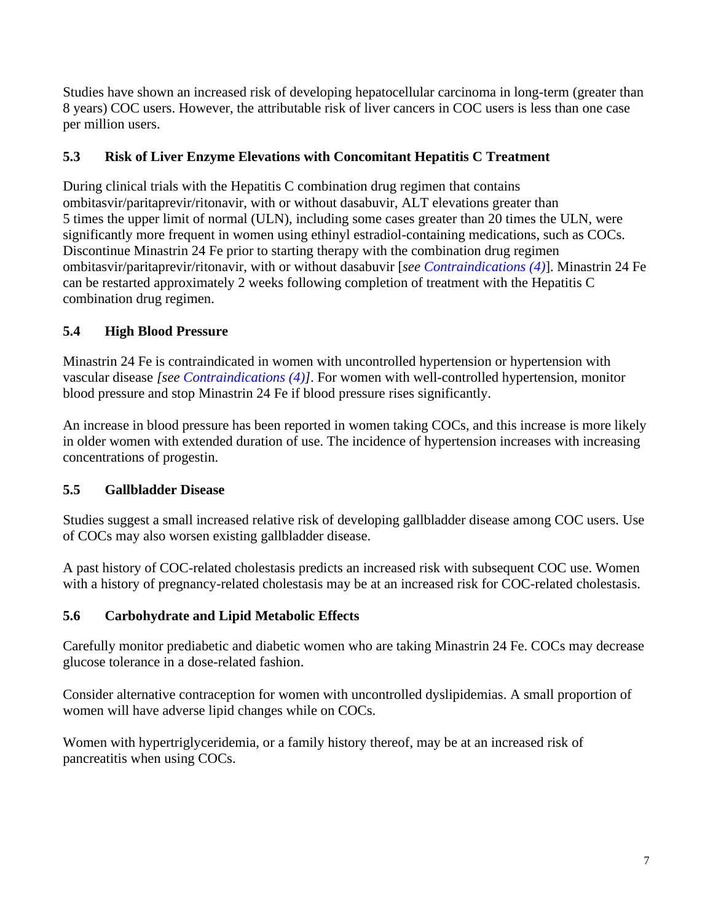Studies have shown an increased risk of developing hepatocellular carcinoma in long-term (greater than 8 years) COC users. However, the attributable risk of liver cancers in COC users is less than one case per million users.

### 5.3 Risk of Liver Enzyme Elevations with Concomitant Hepatitis C Treatment

During clinical trials with the Hepatitis C combination drug regimen that contains ombitasvir/paritaprevir/ritonavir, with or without dasabuvir, ALT elevations greater than 5 times the upper limit of normal (ULN), including some cases greater than 20 times the ULN, were significantly more frequent in women using ethinyl estradiol-containing medications, such as COCs. Discontinue Minastrin 24 Fe prior to starting therapy with the combination drug regimen ombitasvir/paritaprevir/ritonavir, with or without dasabuvir [*see Contraindications (4)*]. Minastrin 24 Fe can be restarted approximately 2 weeks following completion of treatment with the Hepatitis C combination drug regimen.

### 5.4 High Blood Pressure

Minastrin 24 Fe is contraindicated in women with uncontrolled hypertension or hypertension with vascular disease *[see Contraindications (4)]*. For women with well-controlled hypertension, monitor blood pressure and stop Minastrin 24 Fe if blood pressure rises significantly.

An increase in blood pressure has been reported in women taking COCs, and this increase is more likely in older women with extended duration of use. The incidence of hypertension increases with increasing concentrations of progestin.

### 5.5 Gallbladder Disease

Studies suggest a small increased relative risk of developing gallbladder disease among COC users. Use of COCs may also worsen existing gallbladder disease.

A past history of COC-related cholestasis predicts an increased risk with subsequent COC use. Women with a history of pregnancy-related cholestasis may be at an increased risk for COC-related cholestasis.

### 5.6 Carbohydrate and Lipid Metabolic Effects

Carefully monitor prediabetic and diabetic women who are taking Minastrin 24 Fe. COCs may decrease glucose tolerance in a dose-related fashion.

Consider alternative contraception for women with uncontrolled dyslipidemias. A small proportion of women will have adverse lipid changes while on COCs.

Women with hypertriglyceridemia, or a family history thereof, may be at an increased risk of pancreatitis when using COCs.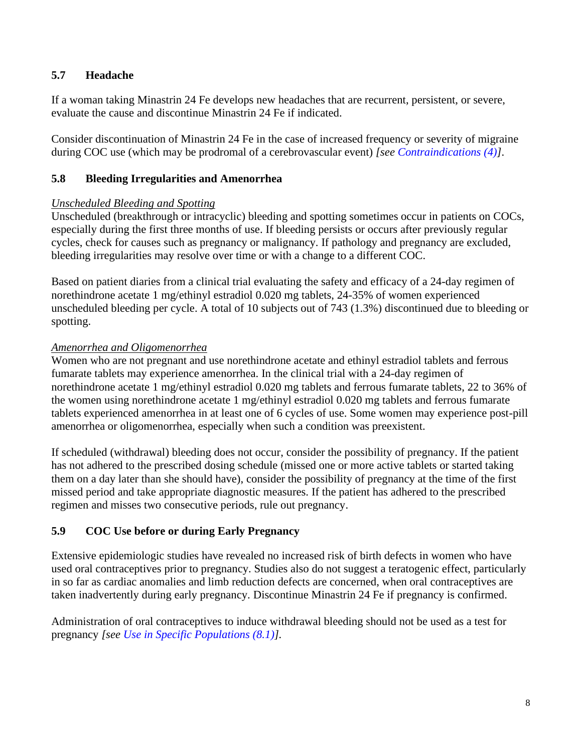### 5.7 Headache

If a woman taking Minastrin 24 Fe develops new headaches that are recurrent, persistent, or severe, evaluate the cause and discontinue Minastrin 24 Fe if indicated.

Consider discontinuation of Minastrin 24 Fe in the case of increased frequency or severity of migraine during COC use (which may be prodromal of a cerebrovascular event) *[see Contraindications (4)]*.

### 5.8 Bleeding Irregularities and Amenorrhea

*Unscheduled Bleeding and Spotting*

Unscheduled (breakthrough or intracyclic) bleeding and spotting sometimes occur in patients on COCs, especially during the first three months of use. If bleeding persists or occurs after previously regular cycles, check for causes such as pregnancy or malignancy. If pathology and pregnancy are excluded, bleeding irregularities may resolve over time or with a change to a different COC.

Based on patient diaries from a clinical trial evaluating the safety and efficacy of a 24-day regimen of norethindrone acetate 1 mg/ethinyl estradiol 0.020 mg tablets, 24-35% of women experienced unscheduled bleeding per cycle. A total of 10 subjects out of 743 (1.3%) discontinued due to bleeding or spotting.

*Amenorrhea and Oligomenorrhea*

Women who are not pregnant and use norethindrone acetate and ethinyl estradiol tablets and ferrous fumarate tablets may experience amenorrhea. In the clinical trial with a 24-day regimen of norethindrone acetate 1 mg/ethinyl estradiol 0.020 mg tablets and ferrous fumarate tablets, 22 to 36% of the women using norethindrone acetate 1 mg/ethinyl estradiol 0.020 mg tablets and ferrous fumarate tablets experienced amenorrhea in at least one of 6 cycles of use. Some women may experience post-pill amenorrhea or oligomenorrhea, especially when such a condition was preexistent.

If scheduled (withdrawal) bleeding does not occur, consider the possibility of pregnancy. If the patient has not adhered to the prescribed dosing schedule (missed one or more active tablets or started taking them on a day later than she should have), consider the possibility of pregnancy at the time of the first missed period and take appropriate diagnostic measures. If the patient has adhered to the prescribed regimen and misses two consecutive periods, rule out pregnancy.

### 5.9 COC Use before or during Early Pregnancy

Extensive epidemiologic studies have revealed no increased risk of birth defects in women who have used oral contraceptives prior to pregnancy. Studies also do not suggest a teratogenic effect, particularly in so far as cardiac anomalies and limb reduction defects are concerned, when oral contraceptives are taken inadvertently during early pregnancy. Discontinue Minastrin 24 Fe if pregnancy is confirmed.

Administration of oral contraceptives to induce withdrawal bleeding should not be used as a test for pregnancy *[see Use in Specific Populations (8.1)]*.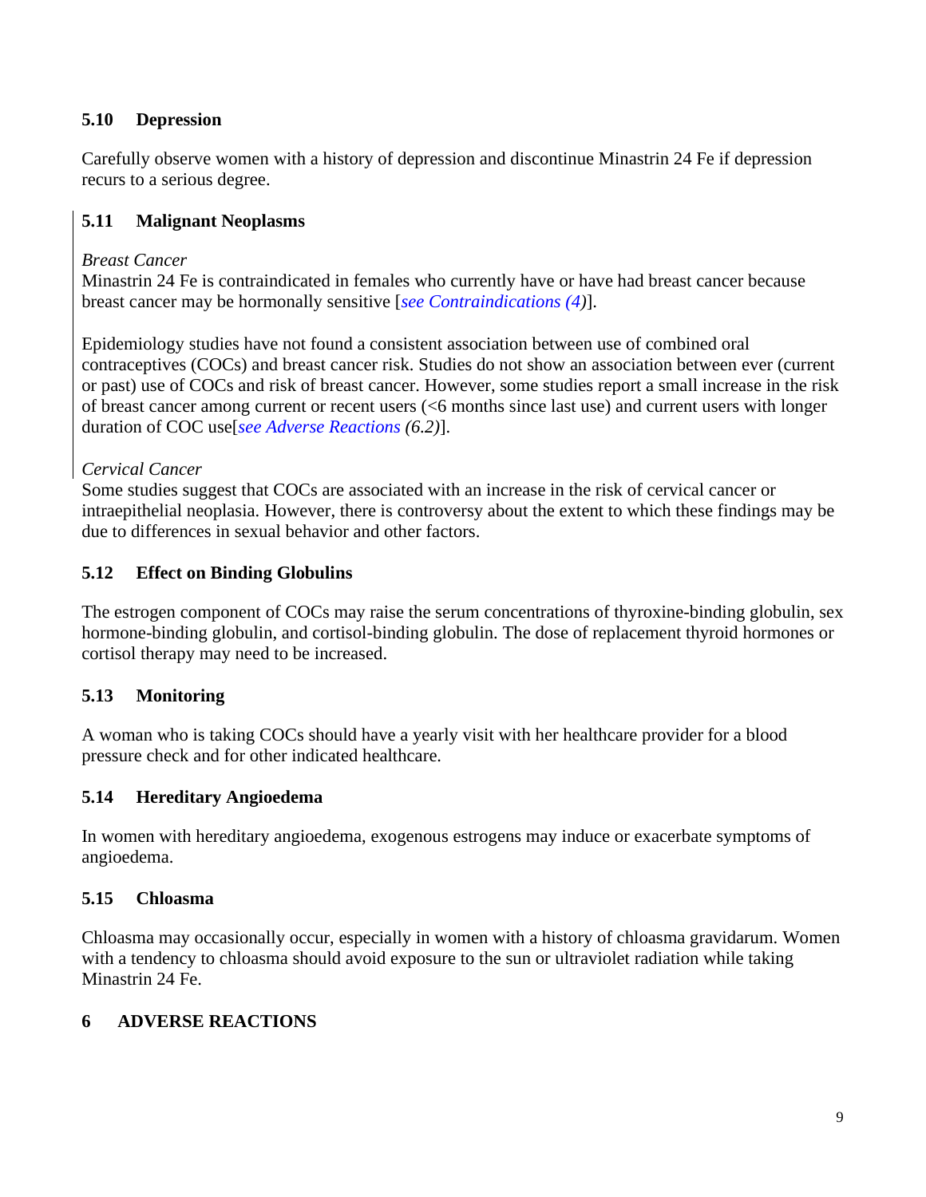### 5.10 Depression

Carefully observe women with a history of depression and discontinue Minastrin 24 Fe if depression recurs to a serious degree.

### 5.11 Malignant Neoplasms

*Breast Cancer*
Minastrin 24 Fe is contraindicated in females who currently have or have had breast cancer because breast cancer may be hormonally sensitive [*see Contraindications (4)*].

Epidemiology studies have not found a consistent association between use of combined oral contraceptives (COCs) and breast cancer risk. Studies do not show an association between ever (current or past) use of COCs and risk of breast cancer. However, some studies report a small increase in the risk of breast cancer among current or recent users (<6 months since last use) and current users with longer duration of COC use[*see Adverse Reactions (6.2)*].

*Cervical Cancer*
Some studies suggest that COCs are associated with an increase in the risk of cervical cancer or intraepithelial neoplasia. However, there is controversy about the extent to which these findings may be due to differences in sexual behavior and other factors.

### 5.12 Effect on Binding Globulins

The estrogen component of COCs may raise the serum concentrations of thyroxine-binding globulin, sex hormone-binding globulin, and cortisol-binding globulin. The dose of replacement thyroid hormones or cortisol therapy may need to be increased.

### 5.13 Monitoring

A woman who is taking COCs should have a yearly visit with her healthcare provider for a blood pressure check and for other indicated healthcare.

### 5.14 Hereditary Angioedema

In women with hereditary angioedema, exogenous estrogens may induce or exacerbate symptoms of angioedema.

### 5.15 Chloasma

Chloasma may occasionally occur, especially in women with a history of chloasma gravidarum. Women with a tendency to chloasma should avoid exposure to the sun or ultraviolet radiation while taking Minastrin 24 Fe.

## 6 ADVERSE REACTIONS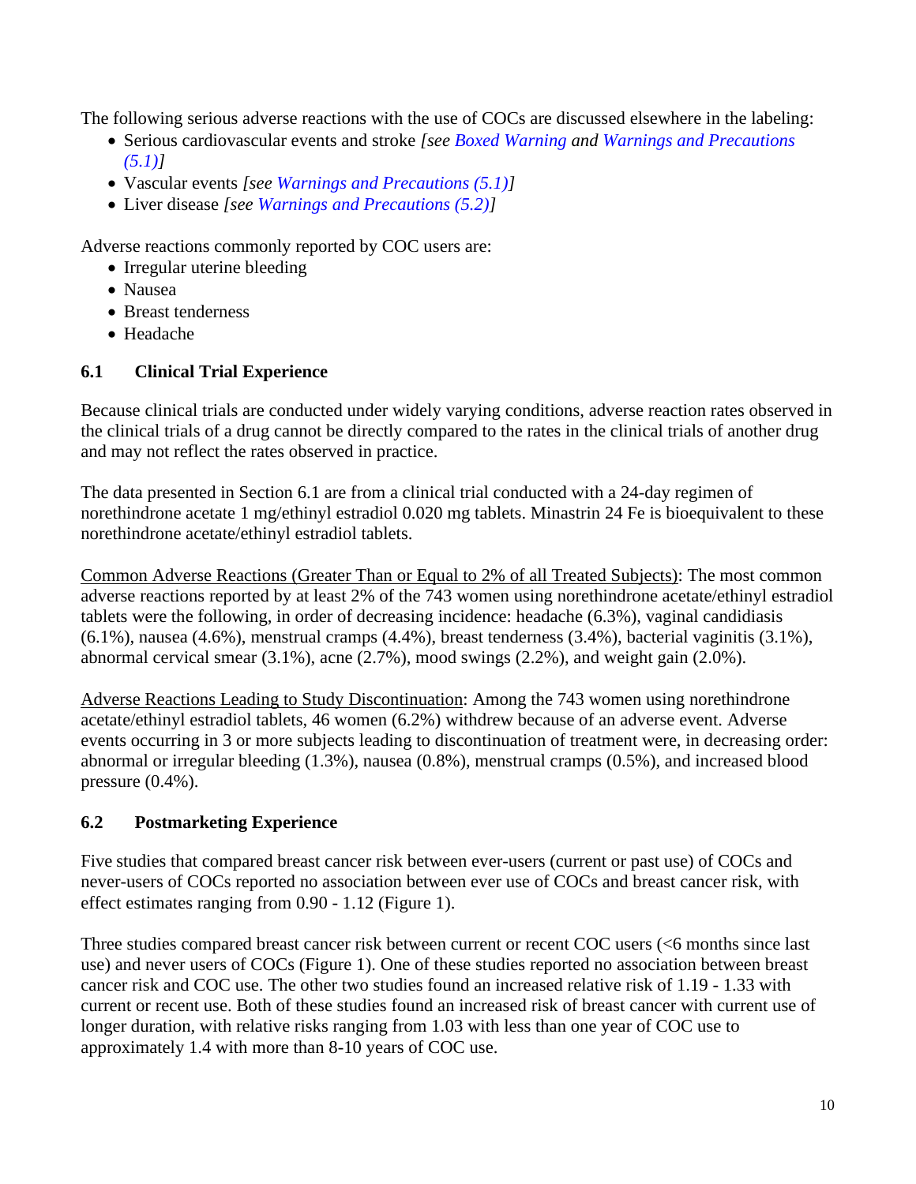The following serious adverse reactions with the use of COCs are discussed elsewhere in the labeling:

- Serious cardiovascular events and stroke *[see Boxed Warning and Warnings and Precautions (5.1)]*
- Vascular events *[see Warnings and Precautions (5.1)]*
- Liver disease *[see Warnings and Precautions (5.2)]*

Adverse reactions commonly reported by COC users are:

- Irregular uterine bleeding
- Nausea
- Breast tenderness
- Headache

### 6.1 Clinical Trial Experience

Because clinical trials are conducted under widely varying conditions, adverse reaction rates observed in the clinical trials of a drug cannot be directly compared to the rates in the clinical trials of another drug and may not reflect the rates observed in practice.

The data presented in Section 6.1 are from a clinical trial conducted with a 24-day regimen of norethindrone acetate 1 mg/ethinyl estradiol 0.020 mg tablets. Minastrin 24 Fe is bioequivalent to these norethindrone acetate/ethinyl estradiol tablets.

Common Adverse Reactions (Greater Than or Equal to 2% of all Treated Subjects): The most common adverse reactions reported by at least 2% of the 743 women using norethindrone acetate/ethinyl estradiol tablets were the following, in order of decreasing incidence: headache (6.3%), vaginal candidiasis (6.1%), nausea (4.6%), menstrual cramps (4.4%), breast tenderness (3.4%), bacterial vaginitis (3.1%), abnormal cervical smear (3.1%), acne (2.7%), mood swings (2.2%), and weight gain (2.0%).

Adverse Reactions Leading to Study Discontinuation: Among the 743 women using norethindrone acetate/ethinyl estradiol tablets, 46 women (6.2%) withdrew because of an adverse event. Adverse events occurring in 3 or more subjects leading to discontinuation of treatment were, in decreasing order: abnormal or irregular bleeding (1.3%), nausea (0.8%), menstrual cramps (0.5%), and increased blood pressure (0.4%).

### 6.2 Postmarketing Experience

Five studies that compared breast cancer risk between ever-users (current or past use) of COCs and never-users of COCs reported no association between ever use of COCs and breast cancer risk, with effect estimates ranging from 0.90 - 1.12 (Figure 1).

Three studies compared breast cancer risk between current or recent COC users (<6 months since last use) and never users of COCs (Figure 1). One of these studies reported no association between breast cancer risk and COC use. The other two studies found an increased relative risk of 1.19 - 1.33 with current or recent use. Both of these studies found an increased risk of breast cancer with current use of longer duration, with relative risks ranging from 1.03 with less than one year of COC use to approximately 1.4 with more than 8-10 years of COC use.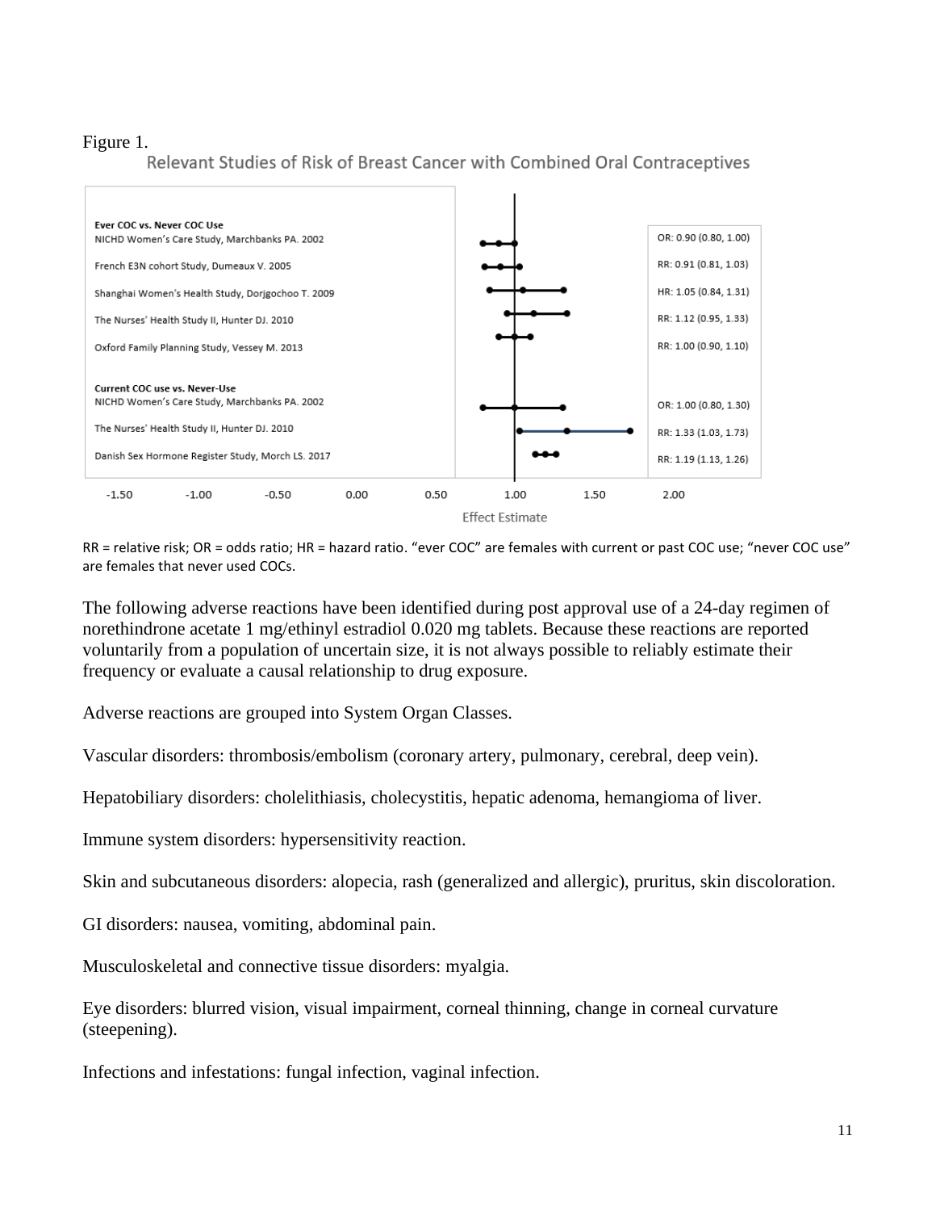Figure 1.

Relevant Studies of Risk of Breast Cancer with Combined Oral Contraceptives

| Study | Effect Estimate |
|---|---|
| **Ever COC vs. Never COC Use** | |
| NICHD Women's Care Study, Marchbanks PA. 2002 | OR: 0.90 (0.80, 1.00) |
| French E3N cohort Study, Dumeaux V. 2005 | RR: 0.91 (0.81, 1.03) |
| Shanghai Women's Health Study, Dorjgochoo T. 2009 | HR: 1.05 (0.84, 1.31) |
| The Nurses' Health Study II, Hunter DJ. 2010 | RR: 1.12 (0.95, 1.33) |
| Oxford Family Planning Study, Vessey M. 2013 | RR: 1.00 (0.90, 1.10) |
| **Current COC use vs. Never-Use** | |
| NICHD Women's Care Study, Marchbanks PA. 2002 | OR: 1.00 (0.80, 1.30) |
| The Nurses' Health Study II, Hunter DJ. 2010 | RR: 1.33 (1.03, 1.73) |
| Danish Sex Hormone Register Study, Morch LS. 2017 | RR: 1.19 (1.13, 1.26) |

RR = relative risk; OR = odds ratio; HR = hazard ratio. "ever COC" are females with current or past COC use; "never COC use" are females that never used COCs.

The following adverse reactions have been identified during post approval use of a 24-day regimen of norethindrone acetate 1 mg/ethinyl estradiol 0.020 mg tablets. Because these reactions are reported voluntarily from a population of uncertain size, it is not always possible to reliably estimate their frequency or evaluate a causal relationship to drug exposure.

Adverse reactions are grouped into System Organ Classes.

Vascular disorders: thrombosis/embolism (coronary artery, pulmonary, cerebral, deep vein).

Hepatobiliary disorders: cholelithiasis, cholecystitis, hepatic adenoma, hemangioma of liver.

Immune system disorders: hypersensitivity reaction.

Skin and subcutaneous disorders: alopecia, rash (generalized and allergic), pruritus, skin discoloration.

GI disorders: nausea, vomiting, abdominal pain.

Musculoskeletal and connective tissue disorders: myalgia.

Eye disorders: blurred vision, visual impairment, corneal thinning, change in corneal curvature (steepening).

Infections and infestations: fungal infection, vaginal infection.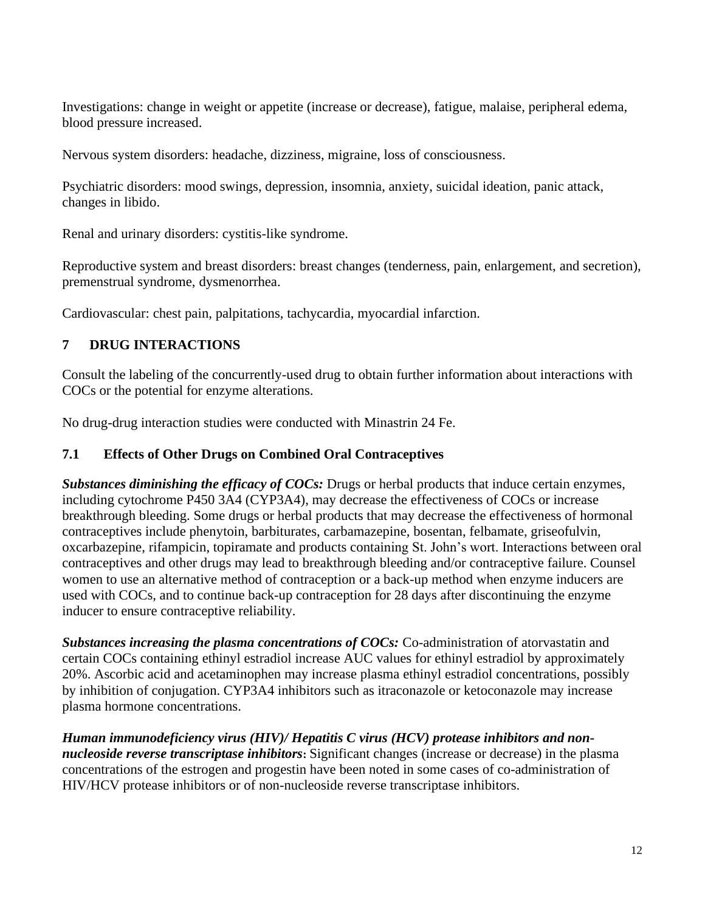Investigations: change in weight or appetite (increase or decrease), fatigue, malaise, peripheral edema, blood pressure increased.

Nervous system disorders: headache, dizziness, migraine, loss of consciousness.

Psychiatric disorders: mood swings, depression, insomnia, anxiety, suicidal ideation, panic attack, changes in libido.

Renal and urinary disorders: cystitis-like syndrome.

Reproductive system and breast disorders: breast changes (tenderness, pain, enlargement, and secretion), premenstrual syndrome, dysmenorrhea.

Cardiovascular: chest pain, palpitations, tachycardia, myocardial infarction.

## 7 DRUG INTERACTIONS

Consult the labeling of the concurrently-used drug to obtain further information about interactions with COCs or the potential for enzyme alterations.

No drug-drug interaction studies were conducted with Minastrin 24 Fe.

### 7.1 Effects of Other Drugs on Combined Oral Contraceptives

***Substances diminishing the efficacy of COCs:*** Drugs or herbal products that induce certain enzymes, including cytochrome P450 3A4 (CYP3A4), may decrease the effectiveness of COCs or increase breakthrough bleeding. Some drugs or herbal products that may decrease the effectiveness of hormonal contraceptives include phenytoin, barbiturates, carbamazepine, bosentan, felbamate, griseofulvin, oxcarbazepine, rifampicin, topiramate and products containing St. John's wort. Interactions between oral contraceptives and other drugs may lead to breakthrough bleeding and/or contraceptive failure. Counsel women to use an alternative method of contraception or a back-up method when enzyme inducers are used with COCs, and to continue back-up contraception for 28 days after discontinuing the enzyme inducer to ensure contraceptive reliability.

***Substances increasing the plasma concentrations of COCs:*** Co-administration of atorvastatin and certain COCs containing ethinyl estradiol increase AUC values for ethinyl estradiol by approximately 20%. Ascorbic acid and acetaminophen may increase plasma ethinyl estradiol concentrations, possibly by inhibition of conjugation. CYP3A4 inhibitors such as itraconazole or ketoconazole may increase plasma hormone concentrations.

***Human immunodeficiency virus (HIV)/ Hepatitis C virus (HCV) protease inhibitors and non-nucleoside reverse transcriptase inhibitors*:** Significant changes (increase or decrease) in the plasma concentrations of the estrogen and progestin have been noted in some cases of co-administration of HIV/HCV protease inhibitors or of non-nucleoside reverse transcriptase inhibitors.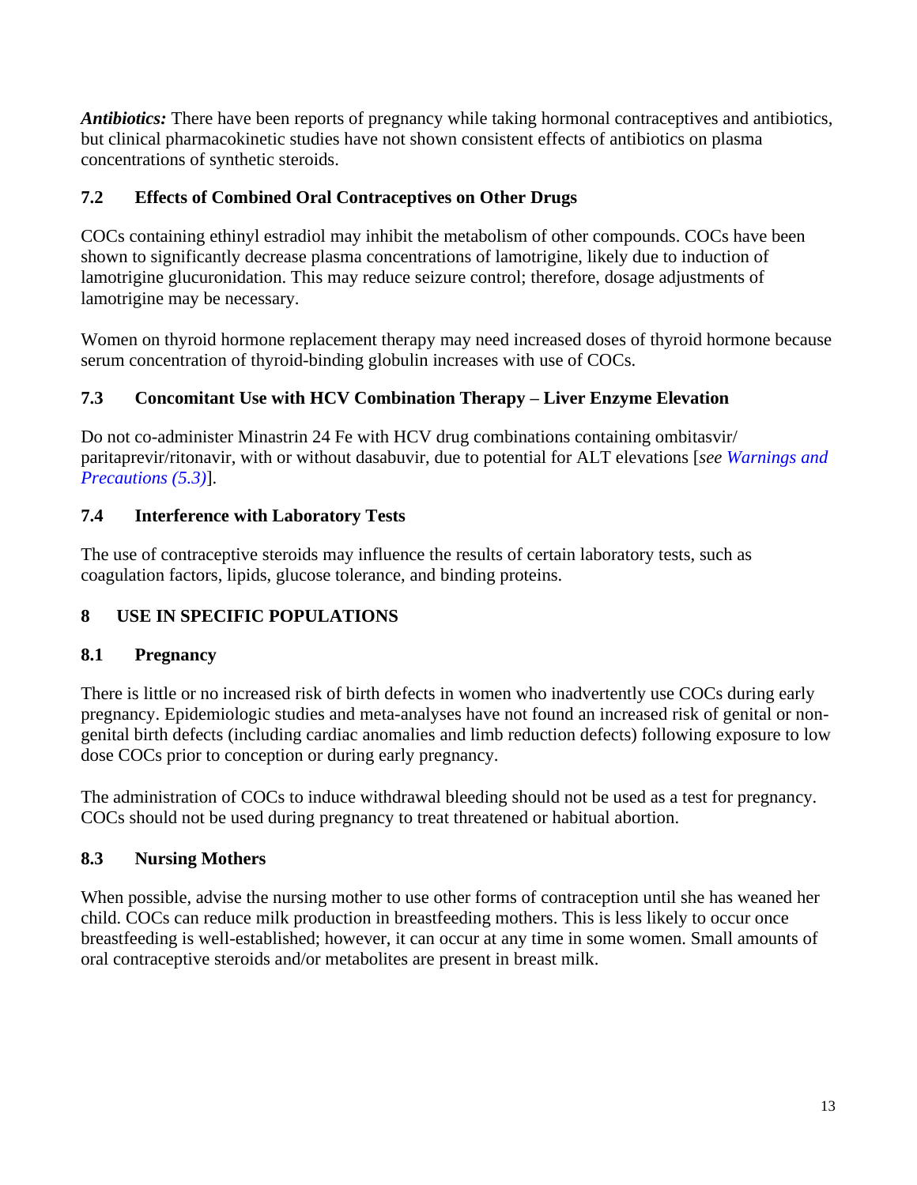***Antibiotics:*** There have been reports of pregnancy while taking hormonal contraceptives and antibiotics, but clinical pharmacokinetic studies have not shown consistent effects of antibiotics on plasma concentrations of synthetic steroids.

### 7.2 Effects of Combined Oral Contraceptives on Other Drugs

COCs containing ethinyl estradiol may inhibit the metabolism of other compounds. COCs have been shown to significantly decrease plasma concentrations of lamotrigine, likely due to induction of lamotrigine glucuronidation. This may reduce seizure control; therefore, dosage adjustments of lamotrigine may be necessary.

Women on thyroid hormone replacement therapy may need increased doses of thyroid hormone because serum concentration of thyroid-binding globulin increases with use of COCs.

### 7.3 Concomitant Use with HCV Combination Therapy – Liver Enzyme Elevation

Do not co-administer Minastrin 24 Fe with HCV drug combinations containing ombitasvir/ paritaprevir/ritonavir, with or without dasabuvir, due to potential for ALT elevations [*see Warnings and Precautions (5.3)*].

### 7.4 Interference with Laboratory Tests

The use of contraceptive steroids may influence the results of certain laboratory tests, such as coagulation factors, lipids, glucose tolerance, and binding proteins.

## 8 USE IN SPECIFIC POPULATIONS

### 8.1 Pregnancy

There is little or no increased risk of birth defects in women who inadvertently use COCs during early pregnancy. Epidemiologic studies and meta-analyses have not found an increased risk of genital or non-genital birth defects (including cardiac anomalies and limb reduction defects) following exposure to low dose COCs prior to conception or during early pregnancy.

The administration of COCs to induce withdrawal bleeding should not be used as a test for pregnancy. COCs should not be used during pregnancy to treat threatened or habitual abortion.

### 8.3 Nursing Mothers

When possible, advise the nursing mother to use other forms of contraception until she has weaned her child. COCs can reduce milk production in breastfeeding mothers. This is less likely to occur once breastfeeding is well-established; however, it can occur at any time in some women. Small amounts of oral contraceptive steroids and/or metabolites are present in breast milk.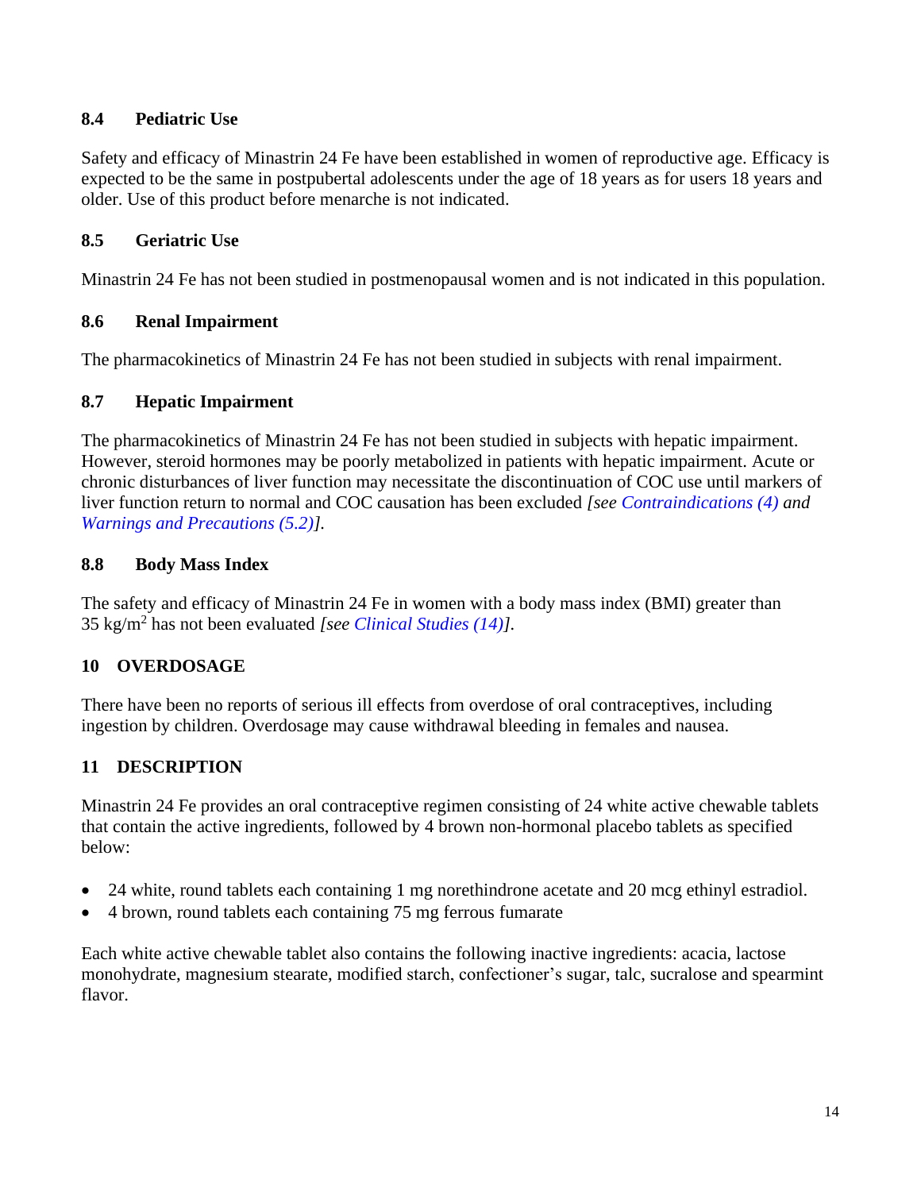### 8.4 Pediatric Use

Safety and efficacy of Minastrin 24 Fe have been established in women of reproductive age. Efficacy is expected to be the same in postpubertal adolescents under the age of 18 years as for users 18 years and older. Use of this product before menarche is not indicated.

### 8.5 Geriatric Use

Minastrin 24 Fe has not been studied in postmenopausal women and is not indicated in this population.

### 8.6 Renal Impairment

The pharmacokinetics of Minastrin 24 Fe has not been studied in subjects with renal impairment.

### 8.7 Hepatic Impairment

The pharmacokinetics of Minastrin 24 Fe has not been studied in subjects with hepatic impairment. However, steroid hormones may be poorly metabolized in patients with hepatic impairment. Acute or chronic disturbances of liver function may necessitate the discontinuation of COC use until markers of liver function return to normal and COC causation has been excluded *[see Contraindications (4) and Warnings and Precautions (5.2)]*.

### 8.8 Body Mass Index

The safety and efficacy of Minastrin 24 Fe in women with a body mass index (BMI) greater than 35 kg/$m^2$ has not been evaluated *[see Clinical Studies (14)]*.

## 10 OVERDOSAGE

There have been no reports of serious ill effects from overdose of oral contraceptives, including ingestion by children. Overdosage may cause withdrawal bleeding in females and nausea.

## 11 DESCRIPTION

Minastrin 24 Fe provides an oral contraceptive regimen consisting of 24 white active chewable tablets that contain the active ingredients, followed by 4 brown non-hormonal placebo tablets as specified below:

- 24 white, round tablets each containing 1 mg norethindrone acetate and 20 mcg ethinyl estradiol.
- 4 brown, round tablets each containing 75 mg ferrous fumarate

Each white active chewable tablet also contains the following inactive ingredients: acacia, lactose monohydrate, magnesium stearate, modified starch, confectioner's sugar, talc, sucralose and spearmint flavor.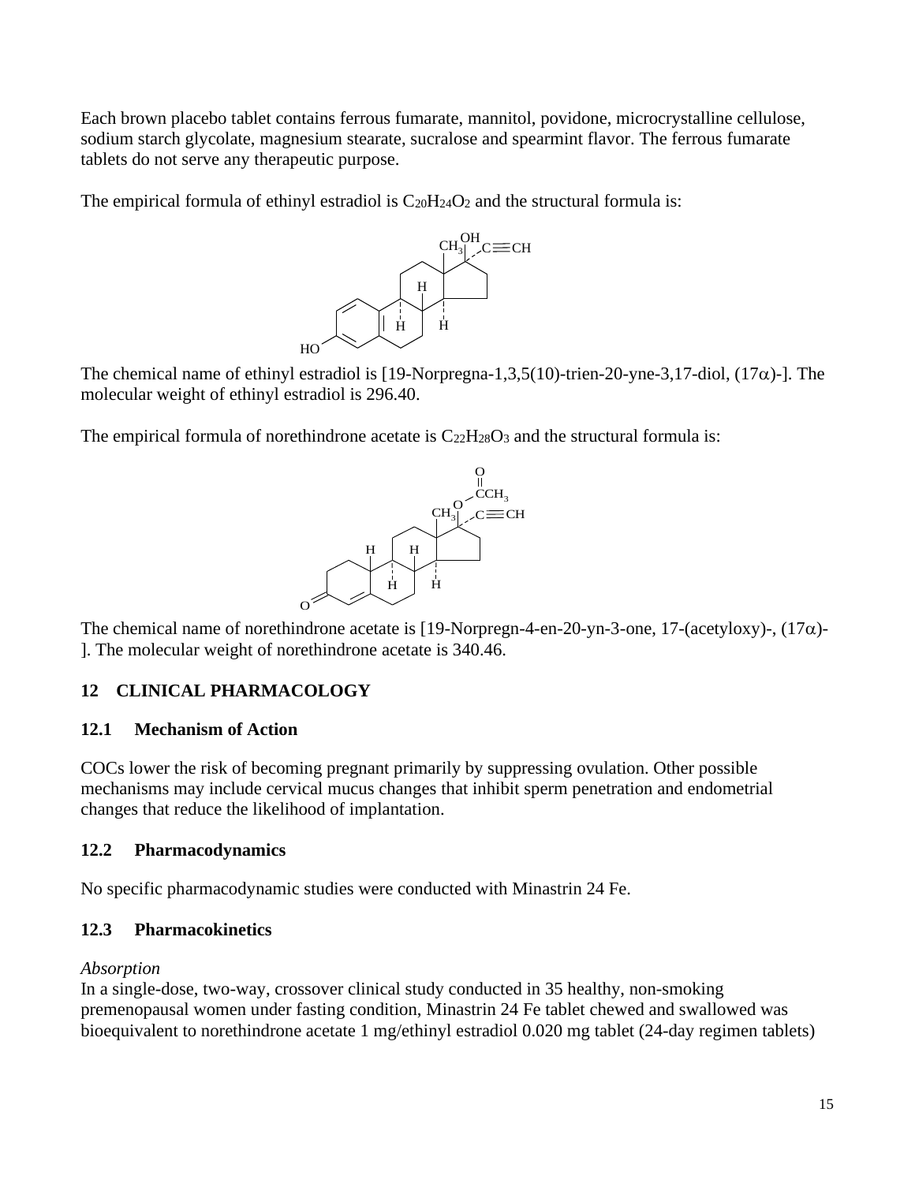Each brown placebo tablet contains ferrous fumarate, mannitol, povidone, microcrystalline cellulose, sodium starch glycolate, magnesium stearate, sucralose and spearmint flavor. The ferrous fumarate tablets do not serve any therapeutic purpose.

The empirical formula of ethinyl estradiol is $C_{20}H_{24}O_2$ and the structural formula is:

The chemical name of ethinyl estradiol is [19-Norpregna-1,3,5(10)-trien-20-yne-3,17-diol, (17α)-]. The molecular weight of ethinyl estradiol is 296.40.

The empirical formula of norethindrone acetate is $C_{22}H_{28}O_3$ and the structural formula is:

The chemical name of norethindrone acetate is [19-Norpregn-4-en-20-yn-3-one, 17-(acetyloxy)-, (17α)-]. The molecular weight of norethindrone acetate is 340.46.

## 12 CLINICAL PHARMACOLOGY

### 12.1 Mechanism of Action

COCs lower the risk of becoming pregnant primarily by suppressing ovulation. Other possible mechanisms may include cervical mucus changes that inhibit sperm penetration and endometrial changes that reduce the likelihood of implantation.

### 12.2 Pharmacodynamics

No specific pharmacodynamic studies were conducted with Minastrin 24 Fe.

### 12.3 Pharmacokinetics

*Absorption*

In a single-dose, two-way, crossover clinical study conducted in 35 healthy, non-smoking premenopausal women under fasting condition, Minastrin 24 Fe tablet chewed and swallowed was bioequivalent to norethindrone acetate 1 mg/ethinyl estradiol 0.020 mg tablet (24-day regimen tablets)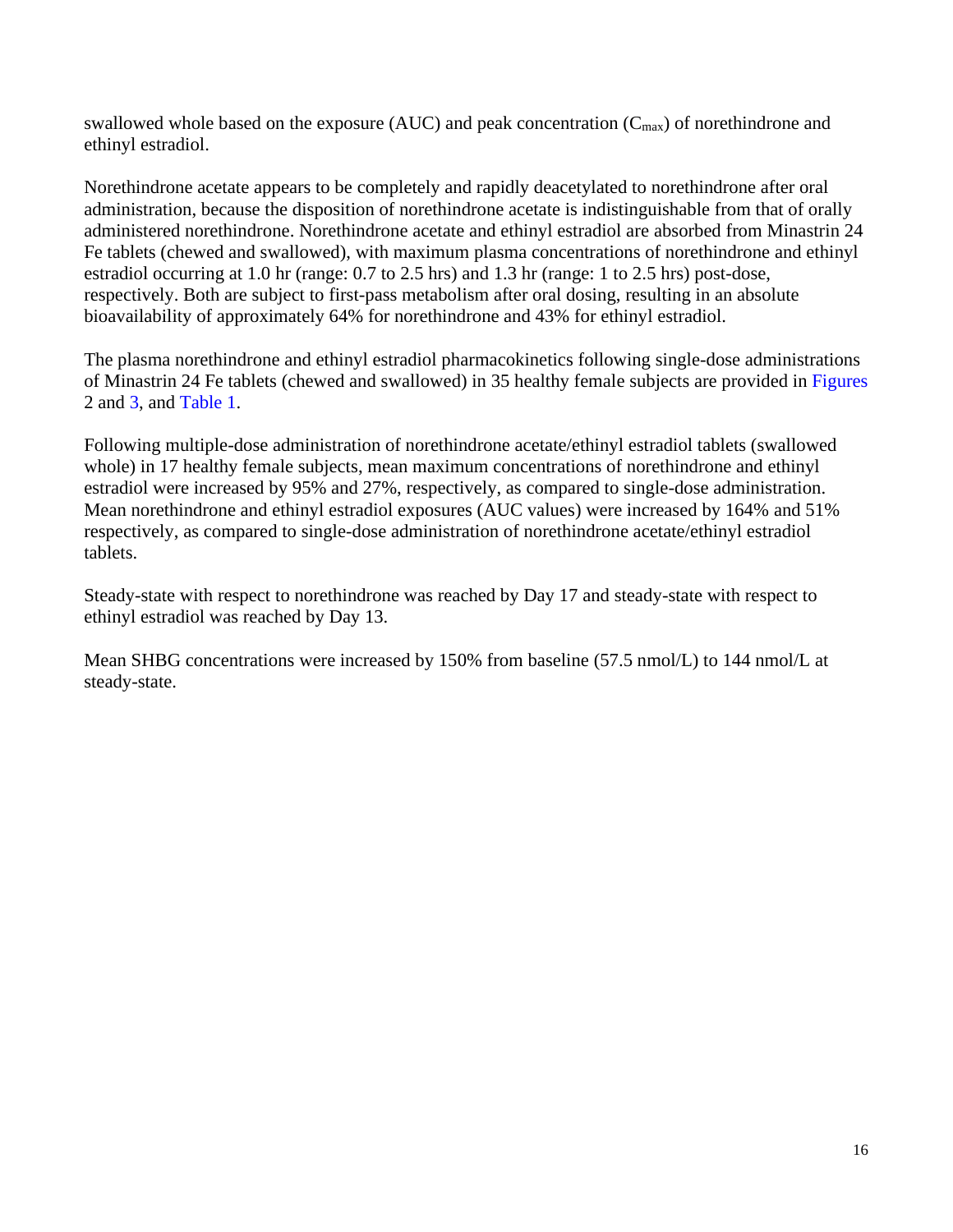swallowed whole based on the exposure (AUC) and peak concentration ($C_{max}$) of norethindrone and ethinyl estradiol.

Norethindrone acetate appears to be completely and rapidly deacetylated to norethindrone after oral administration, because the disposition of norethindrone acetate is indistinguishable from that of orally administered norethindrone. Norethindrone acetate and ethinyl estradiol are absorbed from Minastrin 24 Fe tablets (chewed and swallowed), with maximum plasma concentrations of norethindrone and ethinyl estradiol occurring at 1.0 hr (range: 0.7 to 2.5 hrs) and 1.3 hr (range: 1 to 2.5 hrs) post-dose, respectively. Both are subject to first-pass metabolism after oral dosing, resulting in an absolute bioavailability of approximately 64% for norethindrone and 43% for ethinyl estradiol.

The plasma norethindrone and ethinyl estradiol pharmacokinetics following single-dose administrations of Minastrin 24 Fe tablets (chewed and swallowed) in 35 healthy female subjects are provided in Figures 2 and 3, and Table 1.

Following multiple-dose administration of norethindrone acetate/ethinyl estradiol tablets (swallowed whole) in 17 healthy female subjects, mean maximum concentrations of norethindrone and ethinyl estradiol were increased by 95% and 27%, respectively, as compared to single-dose administration. Mean norethindrone and ethinyl estradiol exposures (AUC values) were increased by 164% and 51% respectively, as compared to single-dose administration of norethindrone acetate/ethinyl estradiol tablets.

Steady-state with respect to norethindrone was reached by Day 17 and steady-state with respect to ethinyl estradiol was reached by Day 13.

Mean SHBG concentrations were increased by 150% from baseline (57.5 nmol/L) to 144 nmol/L at steady-state.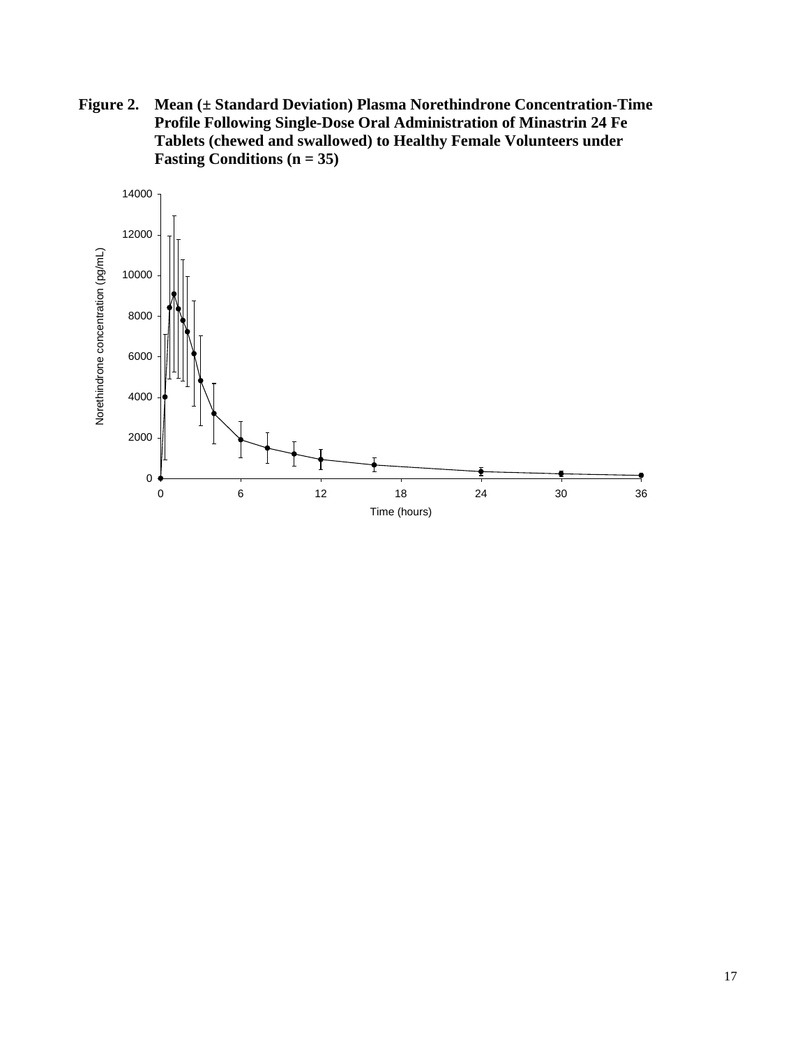**Figure 2. Mean (± Standard Deviation) Plasma Norethindrone Concentration-Time Profile Following Single-Dose Oral Administration of Minastrin 24 Fe Tablets (chewed and swallowed) to Healthy Female Volunteers under Fasting Conditions (n = 35)**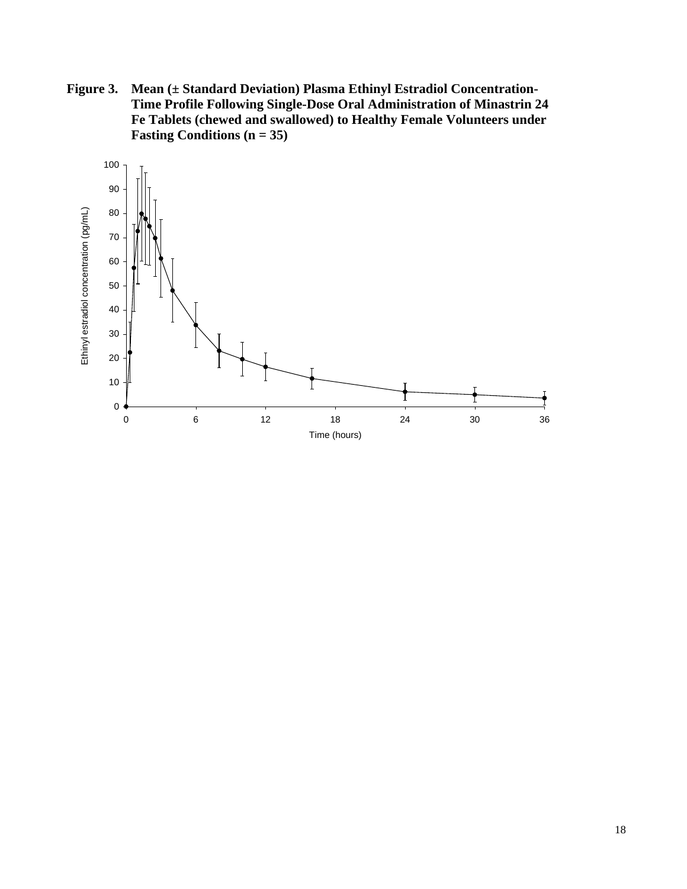**Figure 3. Mean (± Standard Deviation) Plasma Ethinyl Estradiol Concentration-Time Profile Following Single-Dose Oral Administration of Minastrin 24 Fe Tablets (chewed and swallowed) to Healthy Female Volunteers under Fasting Conditions (n = 35)**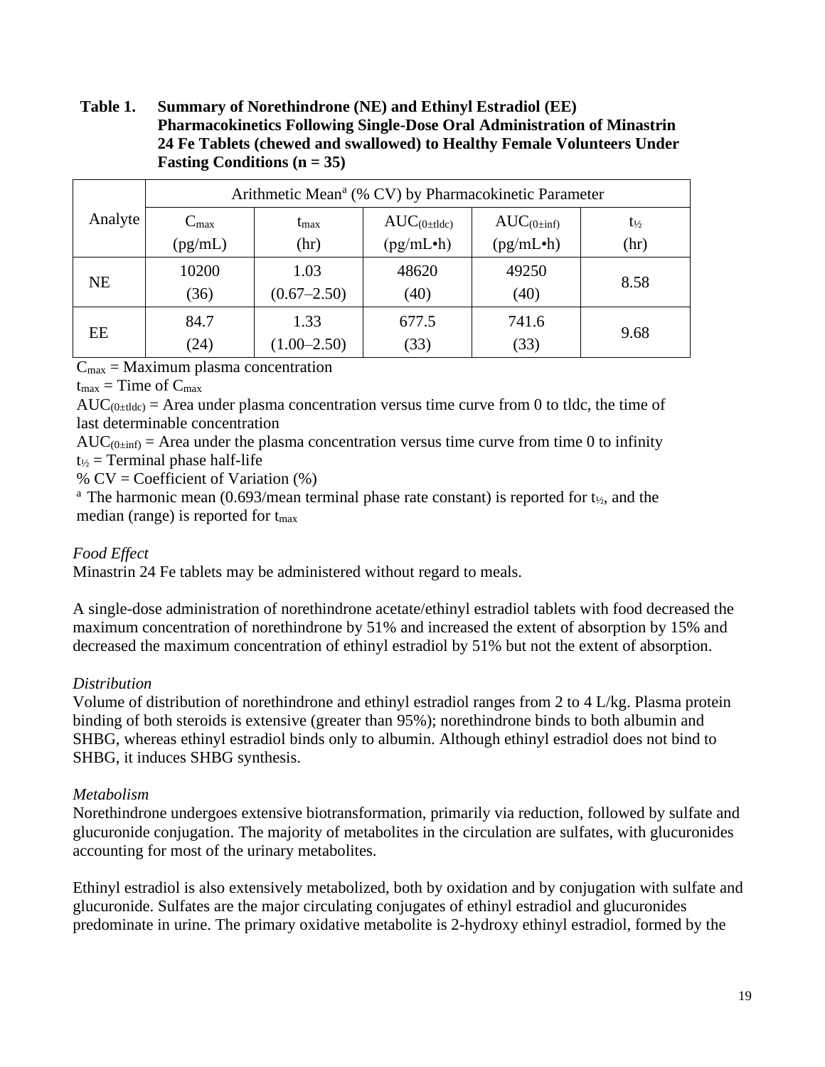**Table 1. Summary of Norethindrone (NE) and Ethinyl Estradiol (EE) Pharmacokinetics Following Single-Dose Oral Administration of Minastrin 24 Fe Tablets (chewed and swallowed) to Healthy Female Volunteers Under Fasting Conditions (n = 35)**

| Analyte | Arithmetic Mean[a] (% CV) by Pharmacokinetic Parameter | | | | |
|---|---|---|---|---|---|
| | $C_{max}$ (pg/mL) | $t_{max}$ (hr) | $AUC_{(0\pm tldc)}$ (pg/mL•h) | $AUC_{(0\pm inf)}$ (pg/mL•h) | $t_{½}$ (hr) |
| NE | 10200 (36) | 1.03 (0.67–2.50) | 48620 (40) | 49250 (40) | 8.58 |
| EE | 84.7 (24) | 1.33 (1.00–2.50) | 677.5 (33) | 741.6 (33) | 9.68 |

$C_{max}$ = Maximum plasma concentration

$t_{max}$ = Time of $C_{max}$

$AUC_{(0\pm tldc)}$ = Area under plasma concentration versus time curve from 0 to tldc, the time of last determinable concentration

$AUC_{(0\pm inf)}$ = Area under the plasma concentration versus time curve from time 0 to infinity

$t_{½}$ = Terminal phase half-life

% CV = Coefficient of Variation (%)

[a] The harmonic mean (0.693/mean terminal phase rate constant) is reported for $t_{½}$, and the median (range) is reported for $t_{max}$

*Food Effect*

Minastrin 24 Fe tablets may be administered without regard to meals.

A single-dose administration of norethindrone acetate/ethinyl estradiol tablets with food decreased the maximum concentration of norethindrone by 51% and increased the extent of absorption by 15% and decreased the maximum concentration of ethinyl estradiol by 51% but not the extent of absorption.

*Distribution*

Volume of distribution of norethindrone and ethinyl estradiol ranges from 2 to 4 L/kg. Plasma protein binding of both steroids is extensive (greater than 95%); norethindrone binds to both albumin and SHBG, whereas ethinyl estradiol binds only to albumin. Although ethinyl estradiol does not bind to SHBG, it induces SHBG synthesis.

*Metabolism*

Norethindrone undergoes extensive biotransformation, primarily via reduction, followed by sulfate and glucuronide conjugation. The majority of metabolites in the circulation are sulfates, with glucuronides accounting for most of the urinary metabolites.

Ethinyl estradiol is also extensively metabolized, both by oxidation and by conjugation with sulfate and glucuronide. Sulfates are the major circulating conjugates of ethinyl estradiol and glucuronides predominate in urine. The primary oxidative metabolite is 2-hydroxy ethinyl estradiol, formed by the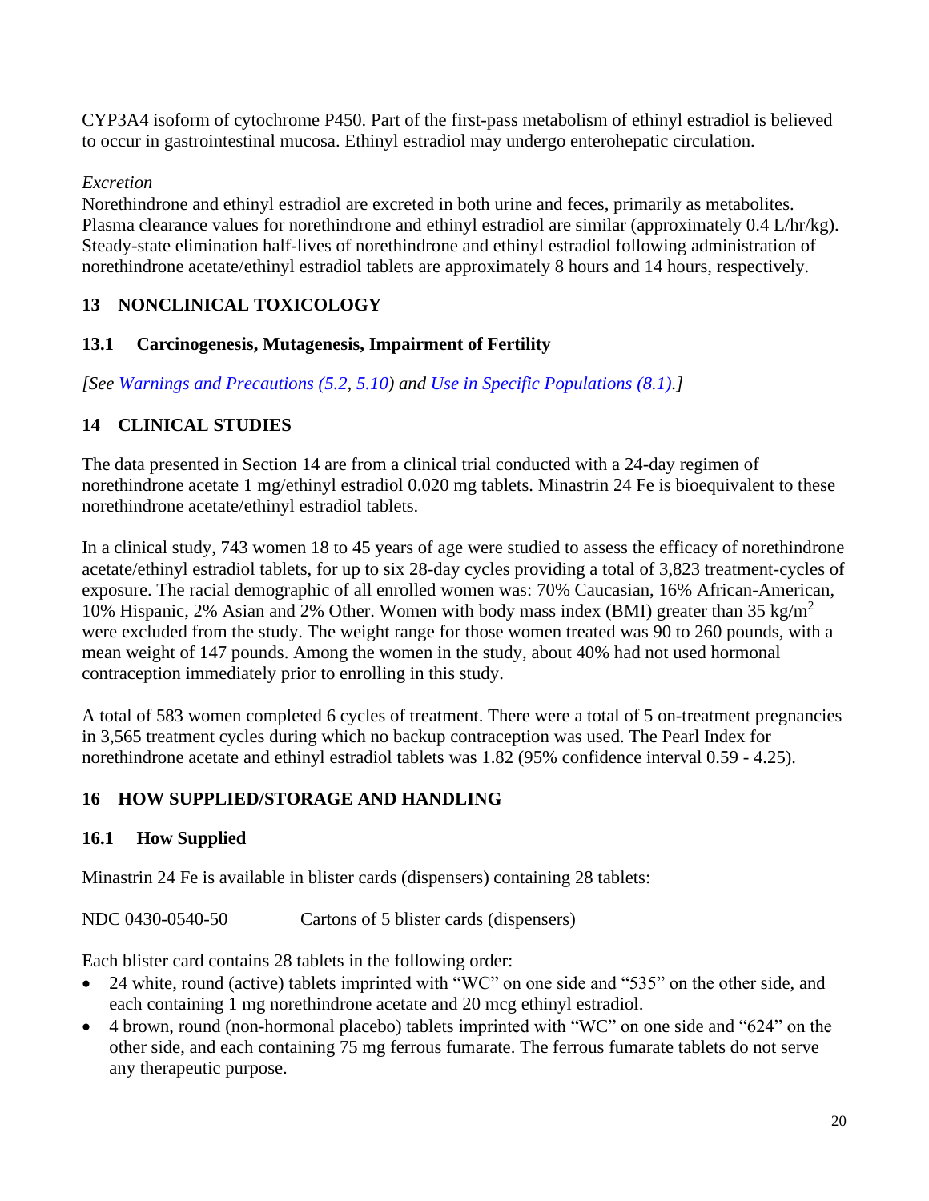CYP3A4 isoform of cytochrome P450. Part of the first-pass metabolism of ethinyl estradiol is believed to occur in gastrointestinal mucosa. Ethinyl estradiol may undergo enterohepatic circulation.

*Excretion*

Norethindrone and ethinyl estradiol are excreted in both urine and feces, primarily as metabolites. Plasma clearance values for norethindrone and ethinyl estradiol are similar (approximately 0.4 L/hr/kg). Steady-state elimination half-lives of norethindrone and ethinyl estradiol following administration of norethindrone acetate/ethinyl estradiol tablets are approximately 8 hours and 14 hours, respectively.

## 13 NONCLINICAL TOXICOLOGY

### 13.1 Carcinogenesis, Mutagenesis, Impairment of Fertility

*[See Warnings and Precautions (5.2, 5.10) and Use in Specific Populations (8.1).]*

## 14 CLINICAL STUDIES

The data presented in Section 14 are from a clinical trial conducted with a 24-day regimen of norethindrone acetate 1 mg/ethinyl estradiol 0.020 mg tablets. Minastrin 24 Fe is bioequivalent to these norethindrone acetate/ethinyl estradiol tablets.

In a clinical study, 743 women 18 to 45 years of age were studied to assess the efficacy of norethindrone acetate/ethinyl estradiol tablets, for up to six 28-day cycles providing a total of 3,823 treatment-cycles of exposure. The racial demographic of all enrolled women was: 70% Caucasian, 16% African-American, 10% Hispanic, 2% Asian and 2% Other. Women with body mass index (BMI) greater than 35 $kg/m^2$ were excluded from the study. The weight range for those women treated was 90 to 260 pounds, with a mean weight of 147 pounds. Among the women in the study, about 40% had not used hormonal contraception immediately prior to enrolling in this study.

A total of 583 women completed 6 cycles of treatment. There were a total of 5 on-treatment pregnancies in 3,565 treatment cycles during which no backup contraception was used. The Pearl Index for norethindrone acetate and ethinyl estradiol tablets was 1.82 (95% confidence interval 0.59 - 4.25).

## 16 HOW SUPPLIED/STORAGE AND HANDLING

### 16.1 How Supplied

Minastrin 24 Fe is available in blister cards (dispensers) containing 28 tablets:

NDC 0430-0540-50 Cartons of 5 blister cards (dispensers)

Each blister card contains 28 tablets in the following order:

- 24 white, round (active) tablets imprinted with "WC" on one side and "535" on the other side, and each containing 1 mg norethindrone acetate and 20 mcg ethinyl estradiol.
- 4 brown, round (non-hormonal placebo) tablets imprinted with "WC" on one side and "624" on the other side, and each containing 75 mg ferrous fumarate. The ferrous fumarate tablets do not serve any therapeutic purpose.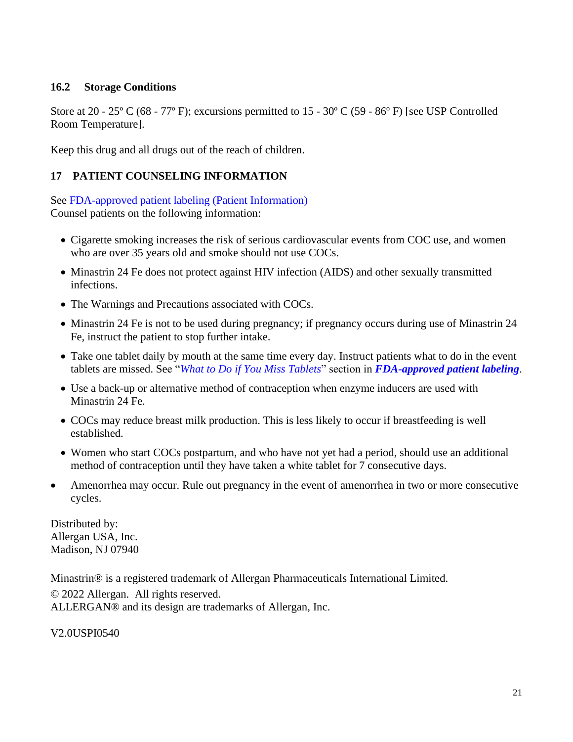### 16.2 Storage Conditions

Store at 20 - 25º C (68 - 77º F); excursions permitted to 15 - 30º C (59 - 86º F) [see USP Controlled Room Temperature].

Keep this drug and all drugs out of the reach of children.

## 17 PATIENT COUNSELING INFORMATION

See FDA-approved patient labeling (Patient Information)
Counsel patients on the following information:

- Cigarette smoking increases the risk of serious cardiovascular events from COC use, and women who are over 35 years old and smoke should not use COCs.
- Minastrin 24 Fe does not protect against HIV infection (AIDS) and other sexually transmitted infections.
- The Warnings and Precautions associated with COCs.
- Minastrin 24 Fe is not to be used during pregnancy; if pregnancy occurs during use of Minastrin 24 Fe, instruct the patient to stop further intake.
- Take one tablet daily by mouth at the same time every day. Instruct patients what to do in the event tablets are missed. See "*What to Do if You Miss Tablets*" section in ***FDA-approved patient labeling***.
- Use a back-up or alternative method of contraception when enzyme inducers are used with Minastrin 24 Fe.
- COCs may reduce breast milk production. This is less likely to occur if breastfeeding is well established.
- Women who start COCs postpartum, and who have not yet had a period, should use an additional method of contraception until they have taken a white tablet for 7 consecutive days.
- Amenorrhea may occur. Rule out pregnancy in the event of amenorrhea in two or more consecutive cycles.

Distributed by:
Allergan USA, Inc.
Madison, NJ 07940

Minastrin® is a registered trademark of Allergan Pharmaceuticals International Limited.
© 2022 Allergan. All rights reserved.
ALLERGAN® and its design are trademarks of Allergan, Inc.

V2.0USPI0540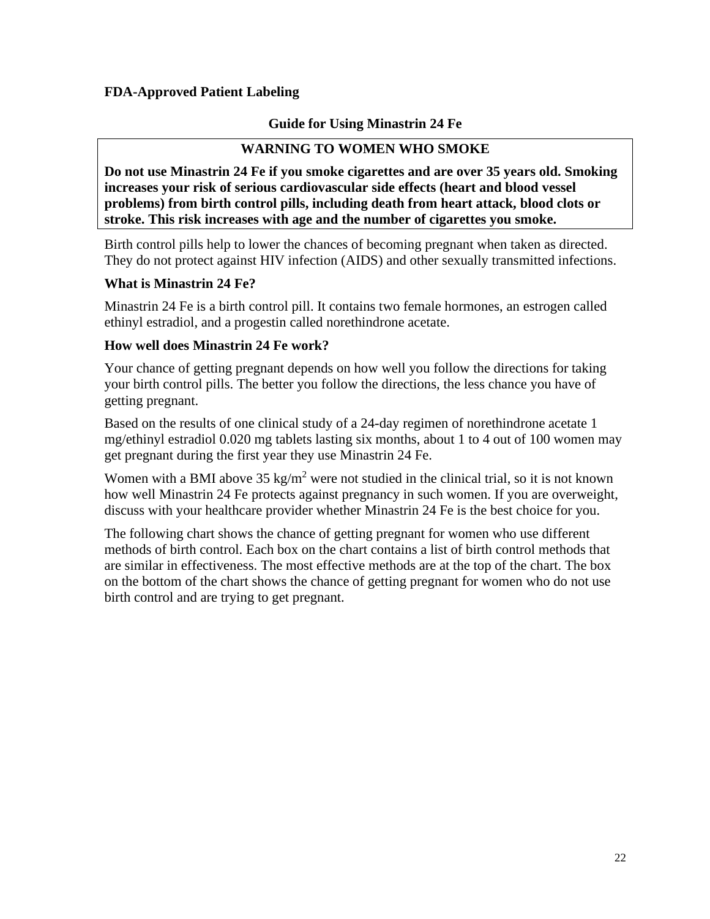**FDA-Approved Patient Labeling**

## Guide for Using Minastrin 24 Fe

**WARNING TO WOMEN WHO SMOKE**

**Do not use Minastrin 24 Fe if you smoke cigarettes and are over 35 years old. Smoking increases your risk of serious cardiovascular side effects (heart and blood vessel problems) from birth control pills, including death from heart attack, blood clots or stroke. This risk increases with age and the number of cigarettes you smoke.**

Birth control pills help to lower the chances of becoming pregnant when taken as directed. They do not protect against HIV infection (AIDS) and other sexually transmitted infections.

### What is Minastrin 24 Fe?

Minastrin 24 Fe is a birth control pill. It contains two female hormones, an estrogen called ethinyl estradiol, and a progestin called norethindrone acetate.

### How well does Minastrin 24 Fe work?

Your chance of getting pregnant depends on how well you follow the directions for taking your birth control pills. The better you follow the directions, the less chance you have of getting pregnant.

Based on the results of one clinical study of a 24-day regimen of norethindrone acetate 1 mg/ethinyl estradiol 0.020 mg tablets lasting six months, about 1 to 4 out of 100 women may get pregnant during the first year they use Minastrin 24 Fe.

Women with a BMI above 35 $kg/m^2$ were not studied in the clinical trial, so it is not known how well Minastrin 24 Fe protects against pregnancy in such women. If you are overweight, discuss with your healthcare provider whether Minastrin 24 Fe is the best choice for you.

The following chart shows the chance of getting pregnant for women who use different methods of birth control. Each box on the chart contains a list of birth control methods that are similar in effectiveness. The most effective methods are at the top of the chart. The box on the bottom of the chart shows the chance of getting pregnant for women who do not use birth control and are trying to get pregnant.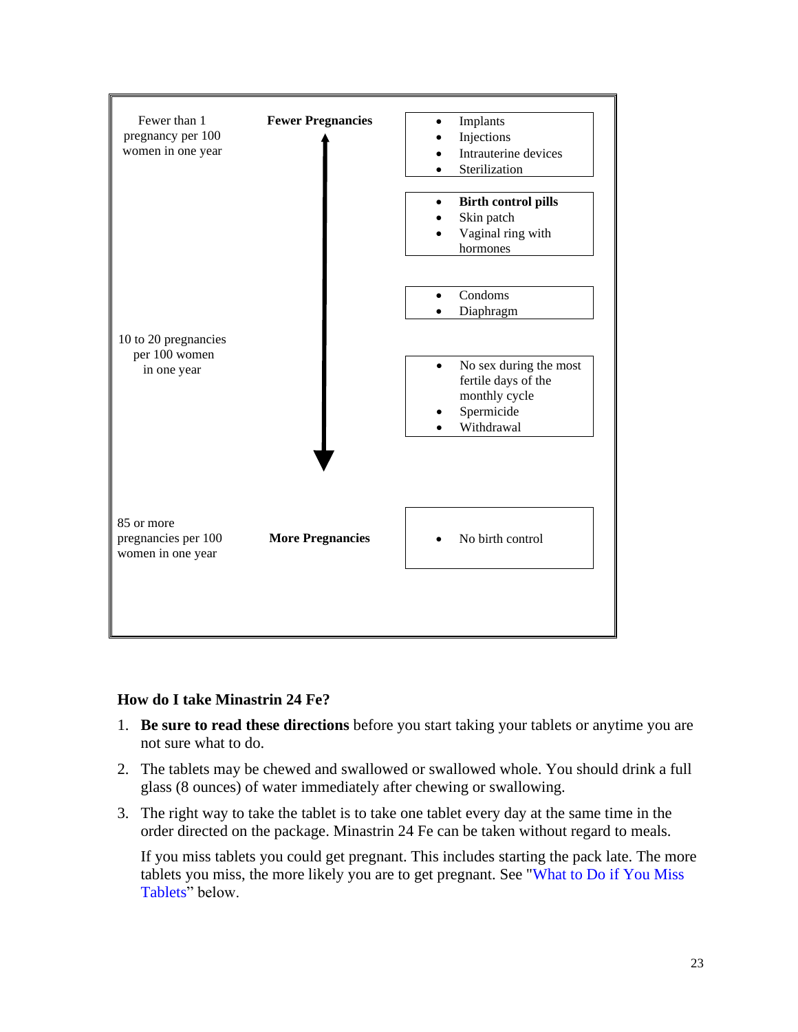| | | |
|---|---|---|
| Fewer than 1 pregnancy per 100 women in one year | **Fewer Pregnancies** ↑ | • Implants<br>• Injections<br>• Intrauterine devices<br>• Sterilization |
| | | • **Birth control pills**<br>• Skin patch<br>• Vaginal ring with hormones |
| | | • Condoms<br>• Diaphragm |
| 10 to 20 pregnancies per 100 women in one year | | • No sex during the most fertile days of the monthly cycle<br>• Spermicide<br>• Withdrawal |
| 85 or more pregnancies per 100 women in one year | ↓ **More Pregnancies** | • No birth control |

### How do I take Minastrin 24 Fe?

1. **Be sure to read these directions** before you start taking your tablets or anytime you are not sure what to do.
2. The tablets may be chewed and swallowed or swallowed whole. You should drink a full glass (8 ounces) of water immediately after chewing or swallowing.
3. The right way to take the tablet is to take one tablet every day at the same time in the order directed on the package. Minastrin 24 Fe can be taken without regard to meals.

   If you miss tablets you could get pregnant. This includes starting the pack late. The more tablets you miss, the more likely you are to get pregnant. See "What to Do if You Miss Tablets" below.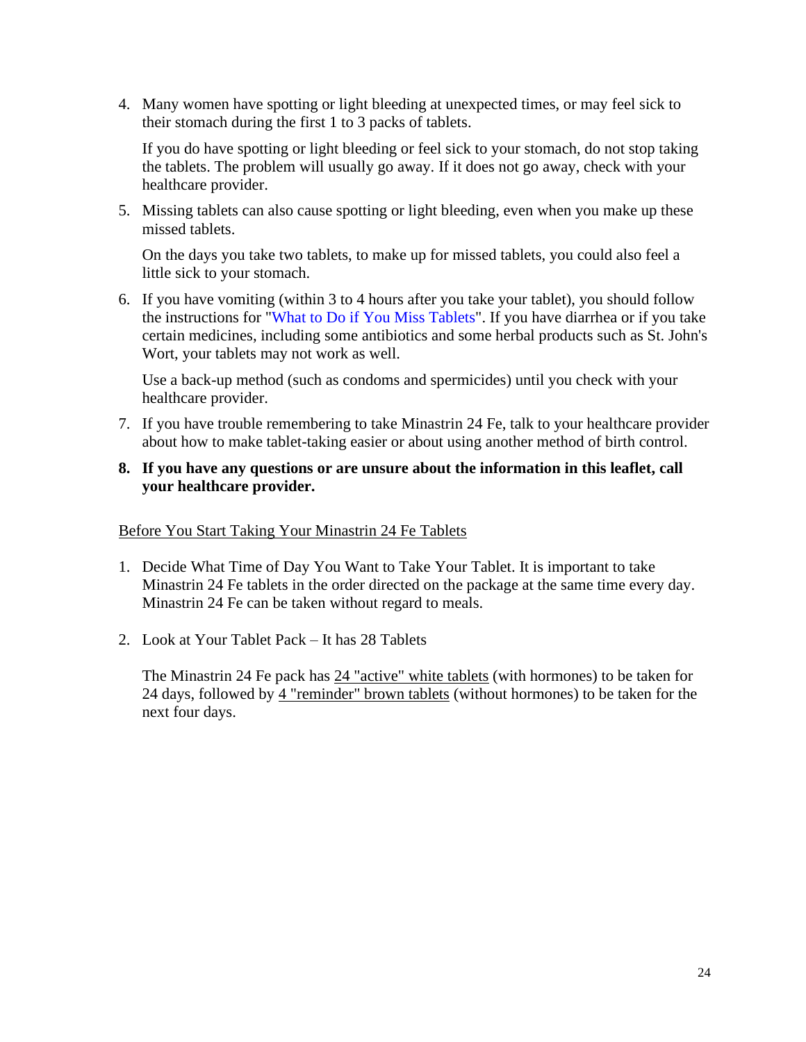4. Many women have spotting or light bleeding at unexpected times, or may feel sick to their stomach during the first 1 to 3 packs of tablets.

   If you do have spotting or light bleeding or feel sick to your stomach, do not stop taking the tablets. The problem will usually go away. If it does not go away, check with your healthcare provider.

5. Missing tablets can also cause spotting or light bleeding, even when you make up these missed tablets.

   On the days you take two tablets, to make up for missed tablets, you could also feel a little sick to your stomach.

6. If you have vomiting (within 3 to 4 hours after you take your tablet), you should follow the instructions for "What to Do if You Miss Tablets". If you have diarrhea or if you take certain medicines, including some antibiotics and some herbal products such as St. John's Wort, your tablets may not work as well.

   Use a back-up method (such as condoms and spermicides) until you check with your healthcare provider.

7. If you have trouble remembering to take Minastrin 24 Fe, talk to your healthcare provider about how to make tablet-taking easier or about using another method of birth control.

8. **If you have any questions or are unsure about the information in this leaflet, call your healthcare provider.**

<u>Before You Start Taking Your Minastrin 24 Fe Tablets</u>

1. Decide What Time of Day You Want to Take Your Tablet. It is important to take Minastrin 24 Fe tablets in the order directed on the package at the same time every day. Minastrin 24 Fe can be taken without regard to meals.

2. Look at Your Tablet Pack – It has 28 Tablets

   The Minastrin 24 Fe pack has <u>24 "active" white tablets</u> (with hormones) to be taken for 24 days, followed by <u>4 "reminder" brown tablets</u> (without hormones) to be taken for the next four days.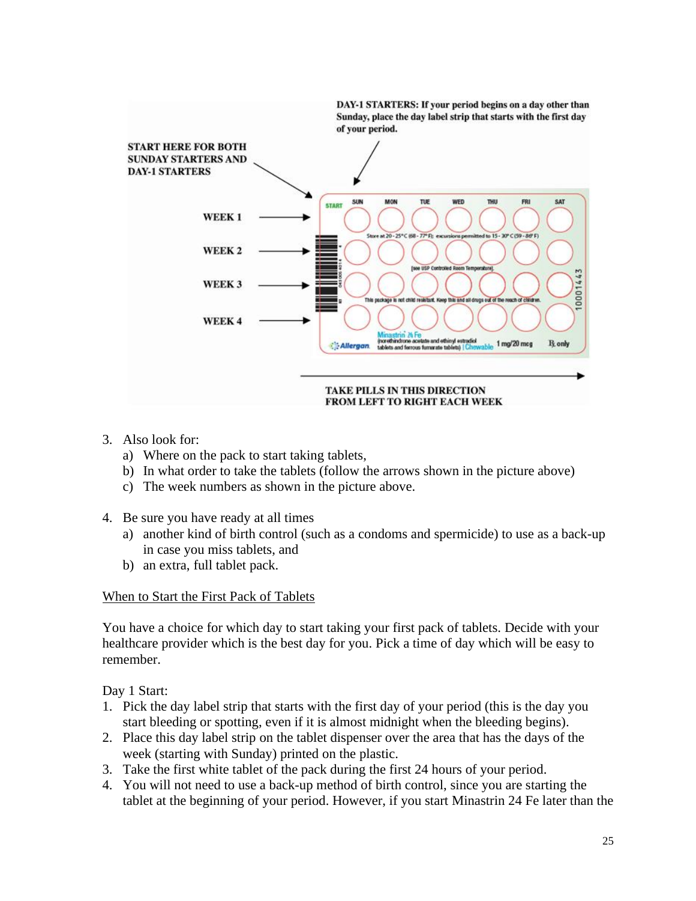DAY-1 STARTERS: If your period begins on a day other than Sunday, place the day label strip that starts with the first day of your period.

START HERE FOR BOTH SUNDAY STARTERS AND DAY-1 STARTERS

WEEK 1

WEEK 2

WEEK 3

WEEK 4

TAKE PILLS IN THIS DIRECTION FROM LEFT TO RIGHT EACH WEEK

3. Also look for:
   a) Where on the pack to start taking tablets,
   b) In what order to take the tablets (follow the arrows shown in the picture above)
   c) The week numbers as shown in the picture above.

4. Be sure you have ready at all times
   a) another kind of birth control (such as a condoms and spermicide) to use as a back-up in case you miss tablets, and
   b) an extra, full tablet pack.

<u>When to Start the First Pack of Tablets</u>

You have a choice for which day to start taking your first pack of tablets. Decide with your healthcare provider which is the best day for you. Pick a time of day which will be easy to remember.

Day 1 Start:

1. Pick the day label strip that starts with the first day of your period (this is the day you start bleeding or spotting, even if it is almost midnight when the bleeding begins).
2. Place this day label strip on the tablet dispenser over the area that has the days of the week (starting with Sunday) printed on the plastic.
3. Take the first white tablet of the pack during the first 24 hours of your period.
4. You will not need to use a back-up method of birth control, since you are starting the tablet at the beginning of your period. However, if you start Minastrin 24 Fe later than the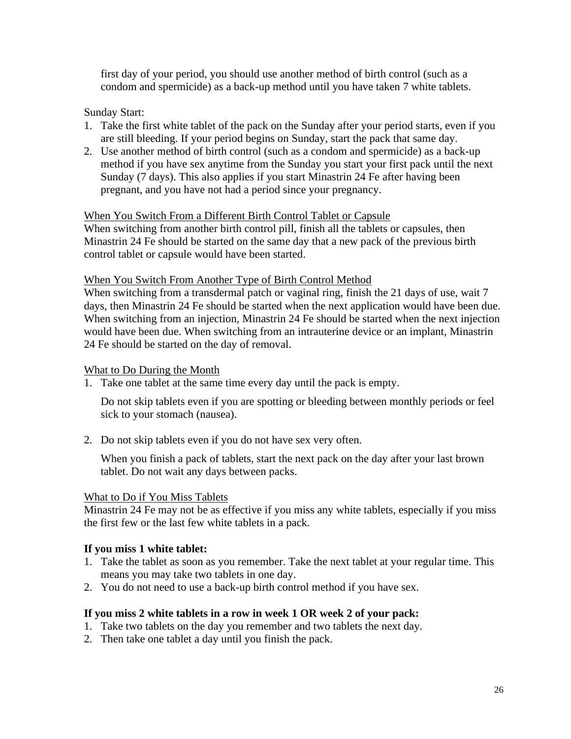first day of your period, you should use another method of birth control (such as a condom and spermicide) as a back-up method until you have taken 7 white tablets.

Sunday Start:

1. Take the first white tablet of the pack on the Sunday after your period starts, even if you are still bleeding. If your period begins on Sunday, start the pack that same day.
2. Use another method of birth control (such as a condom and spermicide) as a back-up method if you have sex anytime from the Sunday you start your first pack until the next Sunday (7 days). This also applies if you start Minastrin 24 Fe after having been pregnant, and you have not had a period since your pregnancy.

When You Switch From a Different Birth Control Tablet or Capsule

When switching from another birth control pill, finish all the tablets or capsules, then Minastrin 24 Fe should be started on the same day that a new pack of the previous birth control tablet or capsule would have been started.

When You Switch From Another Type of Birth Control Method

When switching from a transdermal patch or vaginal ring, finish the 21 days of use, wait 7 days, then Minastrin 24 Fe should be started when the next application would have been due. When switching from an injection, Minastrin 24 Fe should be started when the next injection would have been due. When switching from an intrauterine device or an implant, Minastrin 24 Fe should be started on the day of removal.

What to Do During the Month

1. Take one tablet at the same time every day until the pack is empty.

   Do not skip tablets even if you are spotting or bleeding between monthly periods or feel sick to your stomach (nausea).

2. Do not skip tablets even if you do not have sex very often.

   When you finish a pack of tablets, start the next pack on the day after your last brown tablet. Do not wait any days between packs.

What to Do if You Miss Tablets

Minastrin 24 Fe may not be as effective if you miss any white tablets, especially if you miss the first few or the last few white tablets in a pack.

**If you miss 1 white tablet:**

1. Take the tablet as soon as you remember. Take the next tablet at your regular time. This means you may take two tablets in one day.
2. You do not need to use a back-up birth control method if you have sex.

**If you miss 2 white tablets in a row in week 1 OR week 2 of your pack:**

1. Take two tablets on the day you remember and two tablets the next day.
2. Then take one tablet a day until you finish the pack.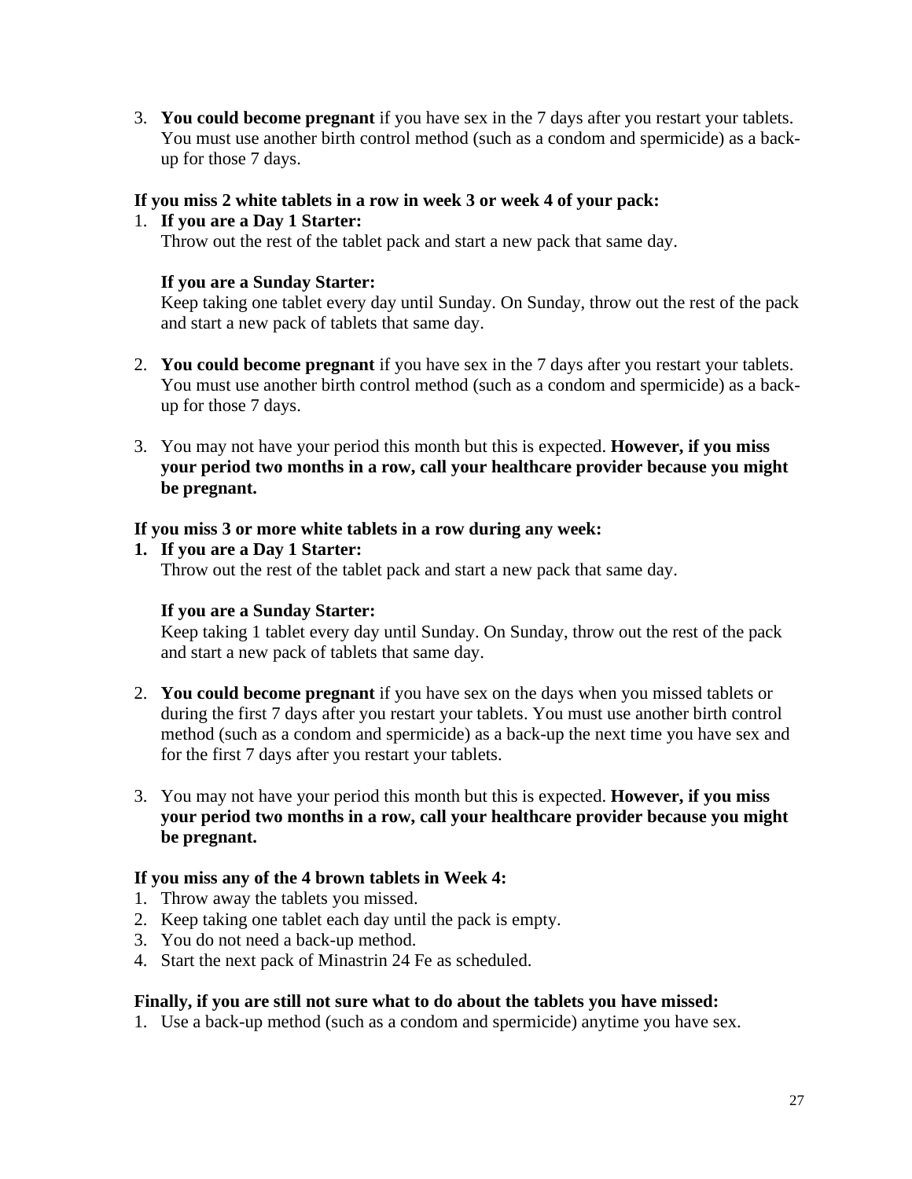3. **You could become pregnant** if you have sex in the 7 days after you restart your tablets. You must use another birth control method (such as a condom and spermicide) as a back-up for those 7 days.

**If you miss 2 white tablets in a row in week 3 or week 4 of your pack:**

1. **If you are a Day 1 Starter:**
   Throw out the rest of the tablet pack and start a new pack that same day.

   **If you are a Sunday Starter:**
   Keep taking one tablet every day until Sunday. On Sunday, throw out the rest of the pack and start a new pack of tablets that same day.

2. **You could become pregnant** if you have sex in the 7 days after you restart your tablets. You must use another birth control method (such as a condom and spermicide) as a back-up for those 7 days.

3. You may not have your period this month but this is expected. **However, if you miss your period two months in a row, call your healthcare provider because you might be pregnant.**

**If you miss 3 or more white tablets in a row during any week:**

1. **If you are a Day 1 Starter:**
   Throw out the rest of the tablet pack and start a new pack that same day.

   **If you are a Sunday Starter:**
   Keep taking 1 tablet every day until Sunday. On Sunday, throw out the rest of the pack and start a new pack of tablets that same day.

2. **You could become pregnant** if you have sex on the days when you missed tablets or during the first 7 days after you restart your tablets. You must use another birth control method (such as a condom and spermicide) as a back-up the next time you have sex and for the first 7 days after you restart your tablets.

3. You may not have your period this month but this is expected. **However, if you miss your period two months in a row, call your healthcare provider because you might be pregnant.**

**If you miss any of the 4 brown tablets in Week 4:**

1. Throw away the tablets you missed.
2. Keep taking one tablet each day until the pack is empty.
3. You do not need a back-up method.
4. Start the next pack of Minastrin 24 Fe as scheduled.

**Finally, if you are still not sure what to do about the tablets you have missed:**

1. Use a back-up method (such as a condom and spermicide) anytime you have sex.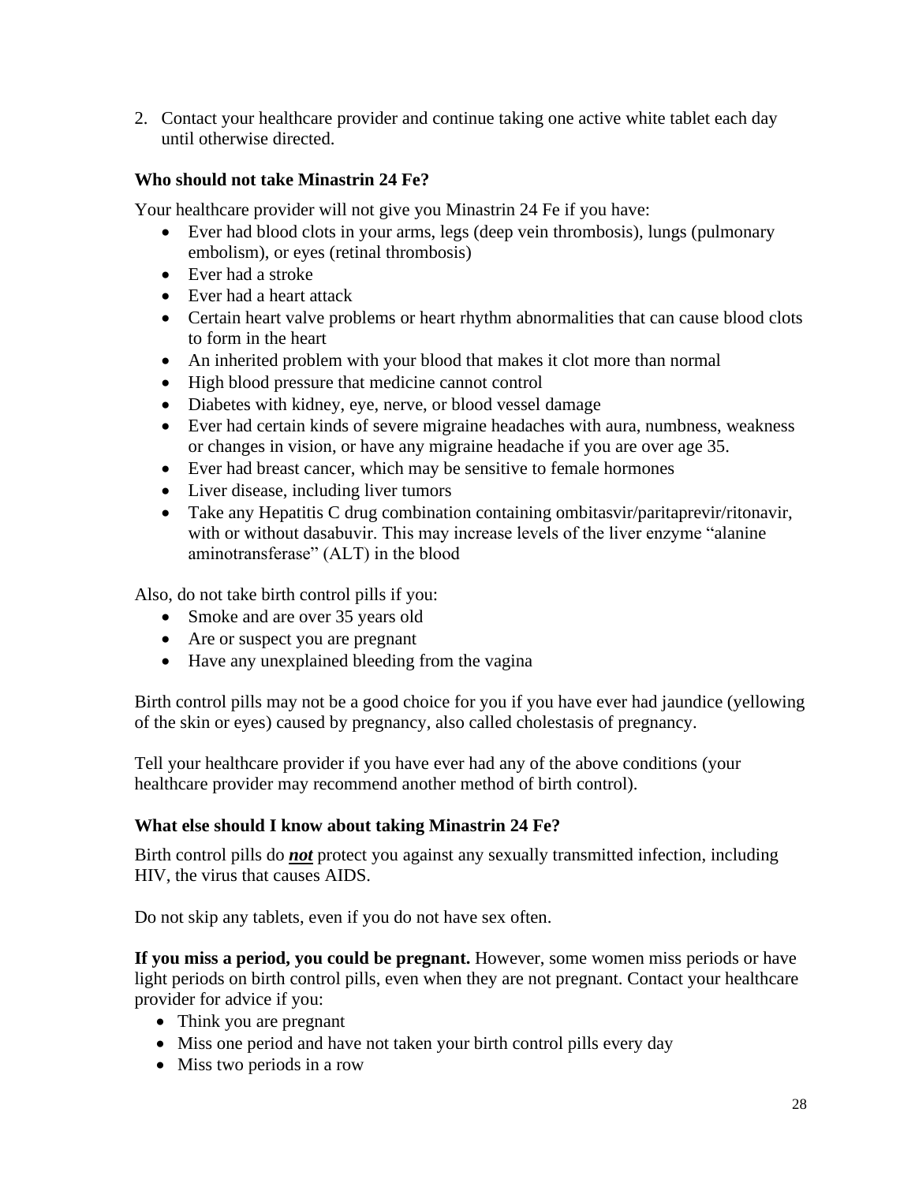2. Contact your healthcare provider and continue taking one active white tablet each day until otherwise directed.

### Who should not take Minastrin 24 Fe?

Your healthcare provider will not give you Minastrin 24 Fe if you have:

- Ever had blood clots in your arms, legs (deep vein thrombosis), lungs (pulmonary embolism), or eyes (retinal thrombosis)
- Ever had a stroke
- Ever had a heart attack
- Certain heart valve problems or heart rhythm abnormalities that can cause blood clots to form in the heart
- An inherited problem with your blood that makes it clot more than normal
- High blood pressure that medicine cannot control
- Diabetes with kidney, eye, nerve, or blood vessel damage
- Ever had certain kinds of severe migraine headaches with aura, numbness, weakness or changes in vision, or have any migraine headache if you are over age 35.
- Ever had breast cancer, which may be sensitive to female hormones
- Liver disease, including liver tumors
- Take any Hepatitis C drug combination containing ombitasvir/paritaprevir/ritonavir, with or without dasabuvir. This may increase levels of the liver enzyme "alanine aminotransferase" (ALT) in the blood

Also, do not take birth control pills if you:

- Smoke and are over 35 years old
- Are or suspect you are pregnant
- Have any unexplained bleeding from the vagina

Birth control pills may not be a good choice for you if you have ever had jaundice (yellowing of the skin or eyes) caused by pregnancy, also called cholestasis of pregnancy.

Tell your healthcare provider if you have ever had any of the above conditions (your healthcare provider may recommend another method of birth control).

### What else should I know about taking Minastrin 24 Fe?

Birth control pills do ***not*** protect you against any sexually transmitted infection, including HIV, the virus that causes AIDS.

Do not skip any tablets, even if you do not have sex often.

**If you miss a period, you could be pregnant.** However, some women miss periods or have light periods on birth control pills, even when they are not pregnant. Contact your healthcare provider for advice if you:

- Think you are pregnant
- Miss one period and have not taken your birth control pills every day
- Miss two periods in a row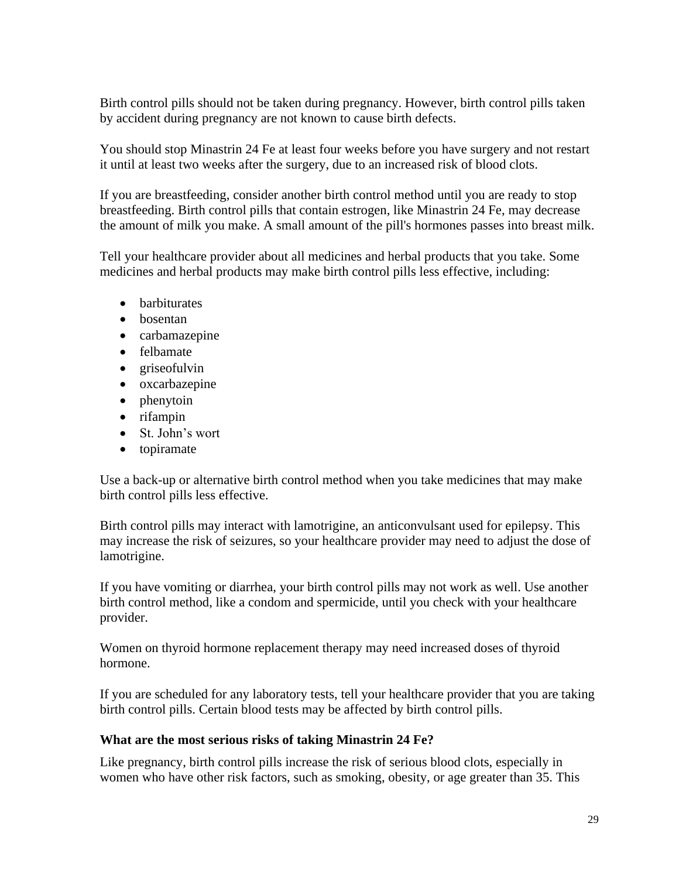Birth control pills should not be taken during pregnancy. However, birth control pills taken by accident during pregnancy are not known to cause birth defects.

You should stop Minastrin 24 Fe at least four weeks before you have surgery and not restart it until at least two weeks after the surgery, due to an increased risk of blood clots.

If you are breastfeeding, consider another birth control method until you are ready to stop breastfeeding. Birth control pills that contain estrogen, like Minastrin 24 Fe, may decrease the amount of milk you make. A small amount of the pill's hormones passes into breast milk.

Tell your healthcare provider about all medicines and herbal products that you take. Some medicines and herbal products may make birth control pills less effective, including:

- barbiturates
- bosentan
- carbamazepine
- felbamate
- griseofulvin
- oxcarbazepine
- phenytoin
- rifampin
- St. John's wort
- topiramate

Use a back-up or alternative birth control method when you take medicines that may make birth control pills less effective.

Birth control pills may interact with lamotrigine, an anticonvulsant used for epilepsy. This may increase the risk of seizures, so your healthcare provider may need to adjust the dose of lamotrigine.

If you have vomiting or diarrhea, your birth control pills may not work as well. Use another birth control method, like a condom and spermicide, until you check with your healthcare provider.

Women on thyroid hormone replacement therapy may need increased doses of thyroid hormone.

If you are scheduled for any laboratory tests, tell your healthcare provider that you are taking birth control pills. Certain blood tests may be affected by birth control pills.

**What are the most serious risks of taking Minastrin 24 Fe?**

Like pregnancy, birth control pills increase the risk of serious blood clots, especially in women who have other risk factors, such as smoking, obesity, or age greater than 35. This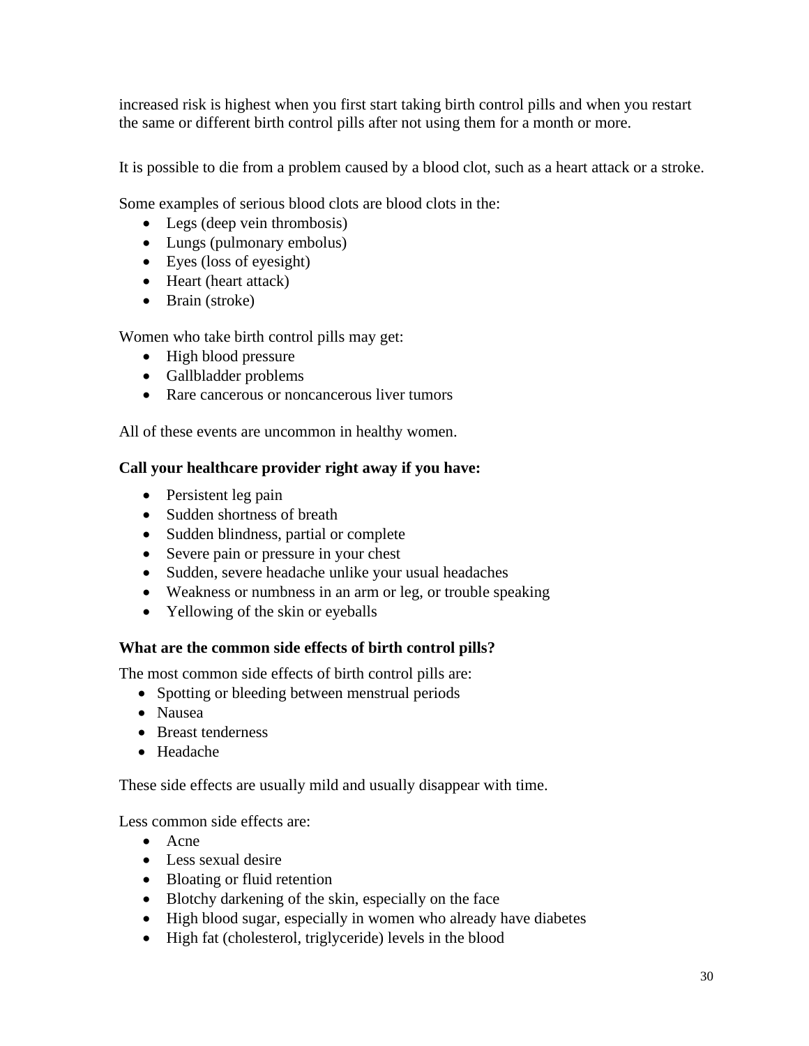increased risk is highest when you first start taking birth control pills and when you restart the same or different birth control pills after not using them for a month or more.

It is possible to die from a problem caused by a blood clot, such as a heart attack or a stroke.

Some examples of serious blood clots are blood clots in the:

- Legs (deep vein thrombosis)
- Lungs (pulmonary embolus)
- Eyes (loss of eyesight)
- Heart (heart attack)
- Brain (stroke)

Women who take birth control pills may get:

- High blood pressure
- Gallbladder problems
- Rare cancerous or noncancerous liver tumors

All of these events are uncommon in healthy women.

**Call your healthcare provider right away if you have:**

- Persistent leg pain
- Sudden shortness of breath
- Sudden blindness, partial or complete
- Severe pain or pressure in your chest
- Sudden, severe headache unlike your usual headaches
- Weakness or numbness in an arm or leg, or trouble speaking
- Yellowing of the skin or eyeballs

**What are the common side effects of birth control pills?**

The most common side effects of birth control pills are:

- Spotting or bleeding between menstrual periods
- Nausea
- Breast tenderness
- Headache

These side effects are usually mild and usually disappear with time.

Less common side effects are:

- Acne
- Less sexual desire
- Bloating or fluid retention
- Blotchy darkening of the skin, especially on the face
- High blood sugar, especially in women who already have diabetes
- High fat (cholesterol, triglyceride) levels in the blood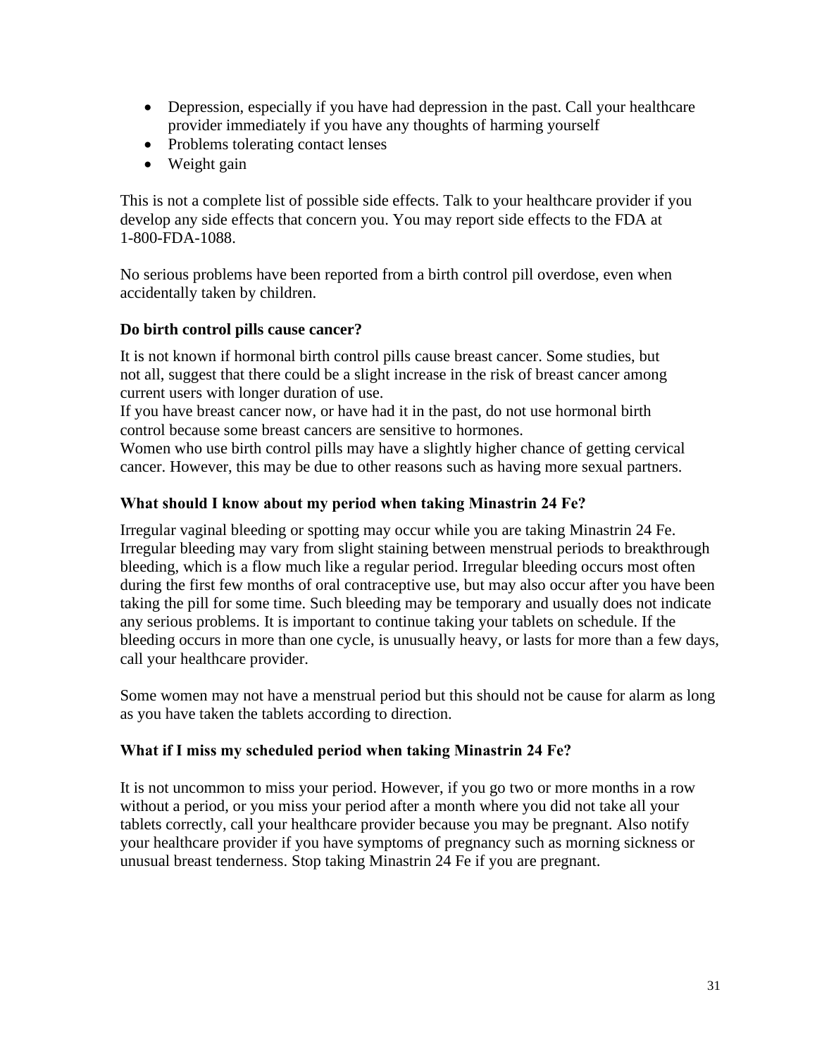- Depression, especially if you have had depression in the past. Call your healthcare provider immediately if you have any thoughts of harming yourself
- Problems tolerating contact lenses
- Weight gain

This is not a complete list of possible side effects. Talk to your healthcare provider if you develop any side effects that concern you. You may report side effects to the FDA at 1-800-FDA-1088.

No serious problems have been reported from a birth control pill overdose, even when accidentally taken by children.

### Do birth control pills cause cancer?

It is not known if hormonal birth control pills cause breast cancer. Some studies, but not all, suggest that there could be a slight increase in the risk of breast cancer among current users with longer duration of use.
If you have breast cancer now, or have had it in the past, do not use hormonal birth control because some breast cancers are sensitive to hormones.
Women who use birth control pills may have a slightly higher chance of getting cervical cancer. However, this may be due to other reasons such as having more sexual partners.

### What should I know about my period when taking Minastrin 24 Fe?

Irregular vaginal bleeding or spotting may occur while you are taking Minastrin 24 Fe. Irregular bleeding may vary from slight staining between menstrual periods to breakthrough bleeding, which is a flow much like a regular period. Irregular bleeding occurs most often during the first few months of oral contraceptive use, but may also occur after you have been taking the pill for some time. Such bleeding may be temporary and usually does not indicate any serious problems. It is important to continue taking your tablets on schedule. If the bleeding occurs in more than one cycle, is unusually heavy, or lasts for more than a few days, call your healthcare provider.

Some women may not have a menstrual period but this should not be cause for alarm as long as you have taken the tablets according to direction.

### What if I miss my scheduled period when taking Minastrin 24 Fe?

It is not uncommon to miss your period. However, if you go two or more months in a row without a period, or you miss your period after a month where you did not take all your tablets correctly, call your healthcare provider because you may be pregnant. Also notify your healthcare provider if you have symptoms of pregnancy such as morning sickness or unusual breast tenderness. Stop taking Minastrin 24 Fe if you are pregnant.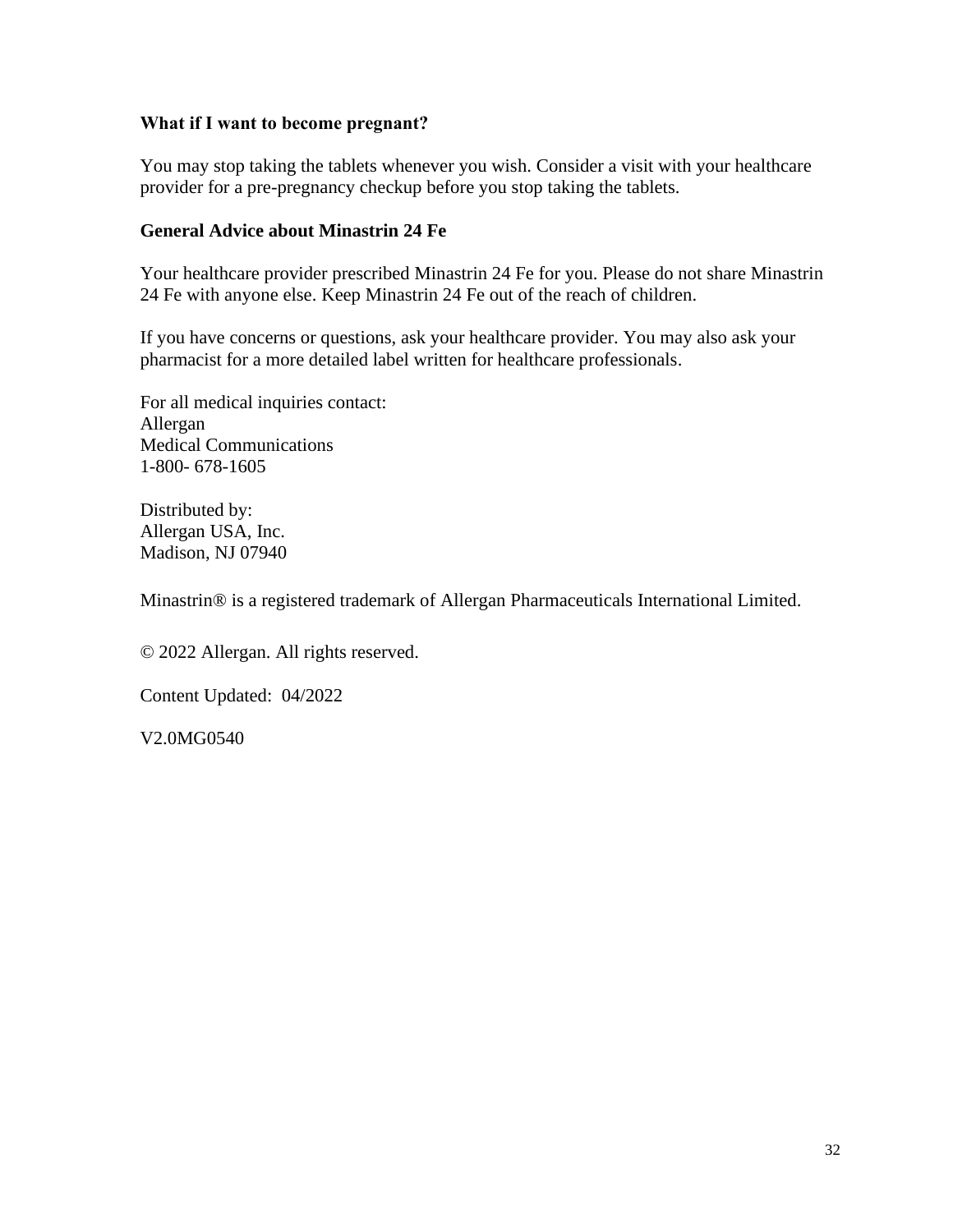**What if I want to become pregnant?**

You may stop taking the tablets whenever you wish. Consider a visit with your healthcare provider for a pre-pregnancy checkup before you stop taking the tablets.

**General Advice about Minastrin 24 Fe**

Your healthcare provider prescribed Minastrin 24 Fe for you. Please do not share Minastrin 24 Fe with anyone else. Keep Minastrin 24 Fe out of the reach of children.

If you have concerns or questions, ask your healthcare provider. You may also ask your pharmacist for a more detailed label written for healthcare professionals.

For all medical inquiries contact:
Allergan
Medical Communications
1-800- 678-1605

Distributed by:
Allergan USA, Inc.
Madison, NJ 07940

Minastrin® is a registered trademark of Allergan Pharmaceuticals International Limited.

© 2022 Allergan. All rights reserved.

Content Updated: 04/2022

V2.0MG0540